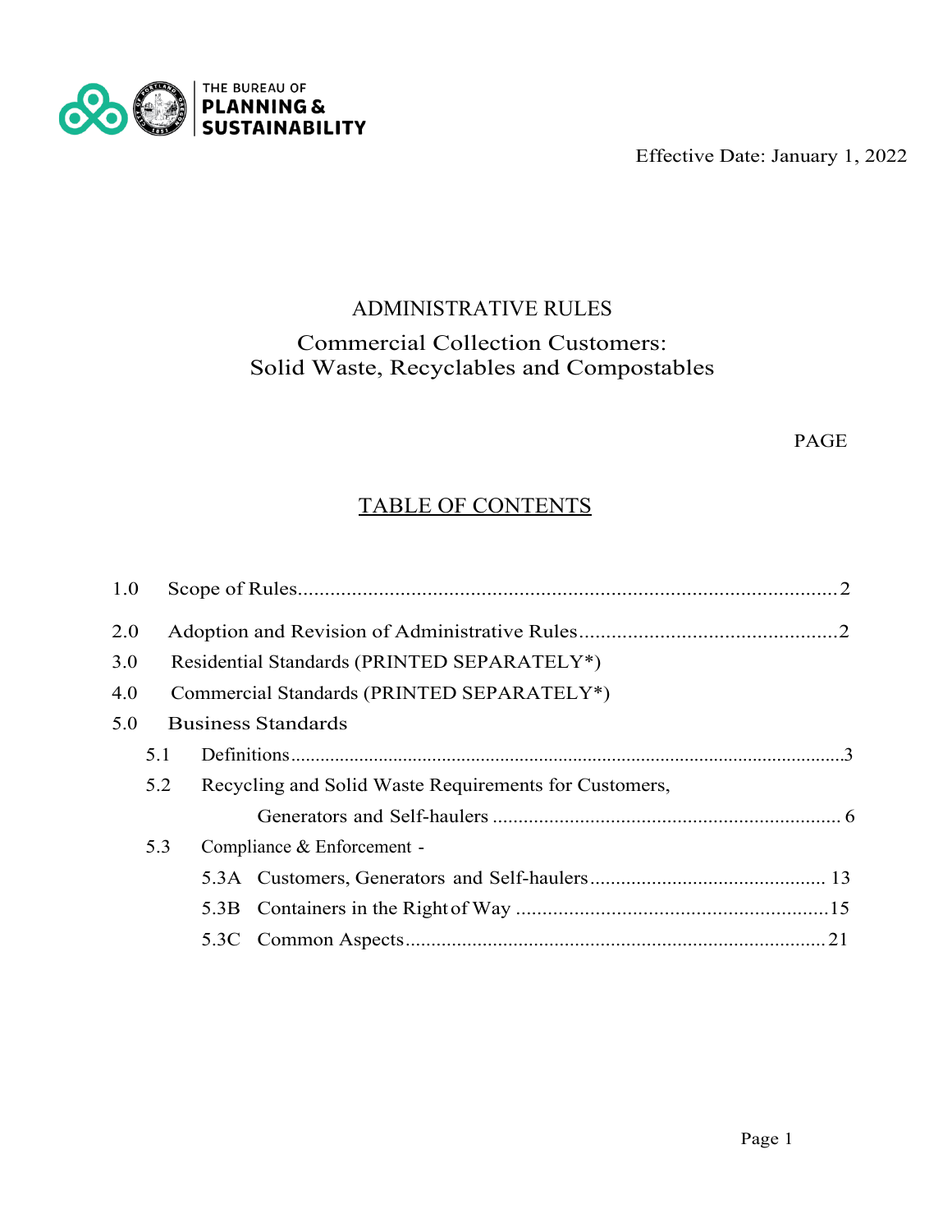THE BUREAU OF **PLANNING & SUSTAINABILITY**

Effective Date: January 1, 2022

# ADMINISTRATIVE RULES

## Commercial Collection Customers: Solid Waste, Recyclables and Compostables

PAGE

## TABLE OF CONTENTS

| | | | Page |
|---|---|---|---|
| 1.0 | Scope of Rules | | 2 |
| 2.0 | Adoption and Revision of Administrative Rules | | 2 |
| 3.0 | Residential Standards (PRINTED SEPARATELY*) | | |
| 4.0 | Commercial Standards (PRINTED SEPARATELY*) | | |
| 5.0 | Business Standards | | |
| | 5.1 | Definitions | 3 |
| | 5.2 | Recycling and Solid Waste Requirements for Customers, Generators and Self-haulers | 6 |
| | 5.3 | Compliance & Enforcement - | |
| | | 5.3A Customers, Generators and Self-haulers | 13 |
| | | 5.3B Containers in the Right of Way | 15 |
| | | 5.3C Common Aspects | 21 |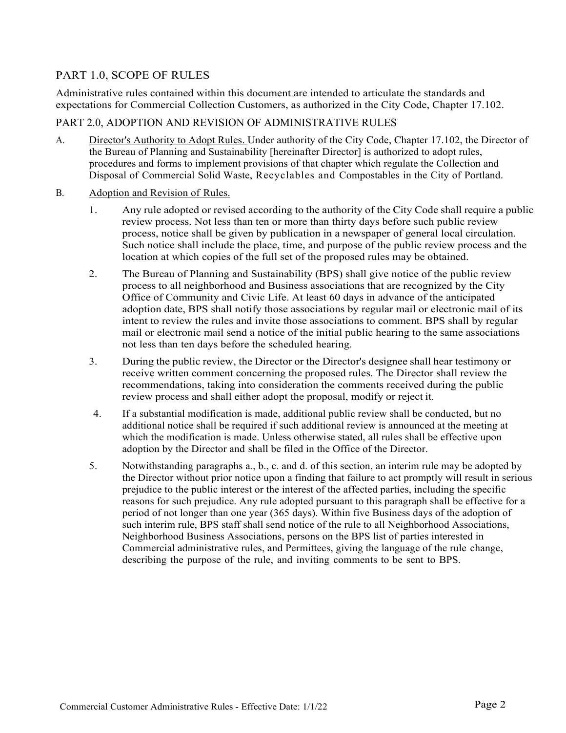## PART 1.0, SCOPE OF RULES

Administrative rules contained within this document are intended to articulate the standards and expectations for Commercial Collection Customers, as authorized in the City Code, Chapter 17.102.

## PART 2.0, ADOPTION AND REVISION OF ADMINISTRATIVE RULES

A. Director's Authority to Adopt Rules. Under authority of the City Code, Chapter 17.102, the Director of the Bureau of Planning and Sustainability [hereinafter Director] is authorized to adopt rules, procedures and forms to implement provisions of that chapter which regulate the Collection and Disposal of Commercial Solid Waste, Recyclables and Compostables in the City of Portland.

B. Adoption and Revision of Rules.

1. Any rule adopted or revised according to the authority of the City Code shall require a public review process. Not less than ten or more than thirty days before such public review process, notice shall be given by publication in a newspaper of general local circulation. Such notice shall include the place, time, and purpose of the public review process and the location at which copies of the full set of the proposed rules may be obtained.

2. The Bureau of Planning and Sustainability (BPS) shall give notice of the public review process to all neighborhood and Business associations that are recognized by the City Office of Community and Civic Life. At least 60 days in advance of the anticipated adoption date, BPS shall notify those associations by regular mail or electronic mail of its intent to review the rules and invite those associations to comment. BPS shall by regular mail or electronic mail send a notice of the initial public hearing to the same associations not less than ten days before the scheduled hearing.

3. During the public review, the Director or the Director's designee shall hear testimony or receive written comment concerning the proposed rules. The Director shall review the recommendations, taking into consideration the comments received during the public review process and shall either adopt the proposal, modify or reject it.

4. If a substantial modification is made, additional public review shall be conducted, but no additional notice shall be required if such additional review is announced at the meeting at which the modification is made. Unless otherwise stated, all rules shall be effective upon adoption by the Director and shall be filed in the Office of the Director.

5. Notwithstanding paragraphs a., b., c. and d. of this section, an interim rule may be adopted by the Director without prior notice upon a finding that failure to act promptly will result in serious prejudice to the public interest or the interest of the affected parties, including the specific reasons for such prejudice. Any rule adopted pursuant to this paragraph shall be effective for a period of not longer than one year (365 days). Within five Business days of the adoption of such interim rule, BPS staff shall send notice of the rule to all Neighborhood Associations, Neighborhood Business Associations, persons on the BPS list of parties interested in Commercial administrative rules, and Permittees, giving the language of the rule change, describing the purpose of the rule, and inviting comments to be sent to BPS.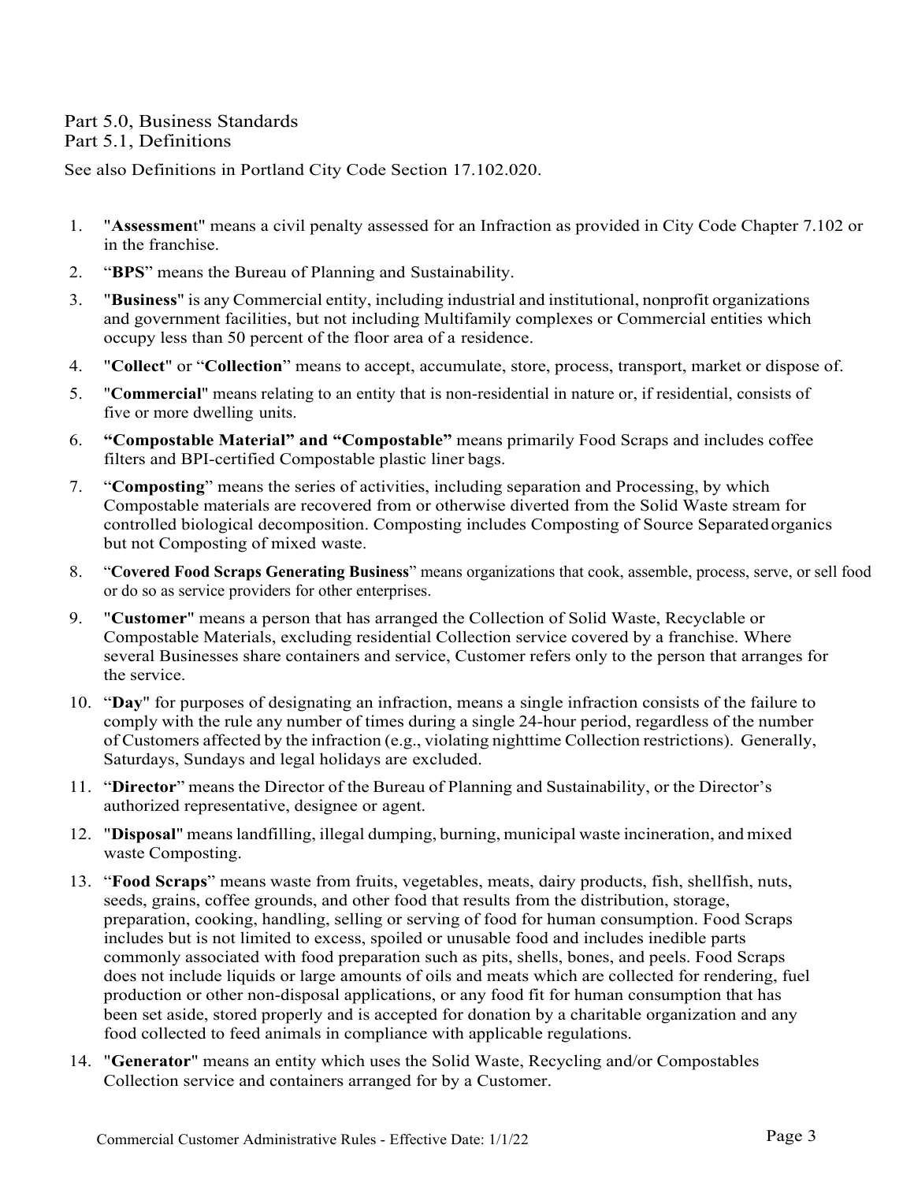Part 5.0, Business Standards
Part 5.1, Definitions

See also Definitions in Portland City Code Section 17.102.020.

1. "**Assessment**" means a civil penalty assessed for an Infraction as provided in City Code Chapter 7.102 or in the franchise.
2. "**BPS**" means the Bureau of Planning and Sustainability.
3. "**Business**" is any Commercial entity, including industrial and institutional, nonprofit organizations and government facilities, but not including Multifamily complexes or Commercial entities which occupy less than 50 percent of the floor area of a residence.
4. "**Collect**" or "**Collection**" means to accept, accumulate, store, process, transport, market or dispose of.
5. "**Commercial**" means relating to an entity that is non-residential in nature or, if residential, consists of five or more dwelling units.
6. **"Compostable Material" and "Compostable"** means primarily Food Scraps and includes coffee filters and BPI-certified Compostable plastic liner bags.
7. "**Composting**" means the series of activities, including separation and Processing, by which Compostable materials are recovered from or otherwise diverted from the Solid Waste stream for controlled biological decomposition. Composting includes Composting of Source Separated organics but not Composting of mixed waste.
8. "**Covered Food Scraps Generating Business**" means organizations that cook, assemble, process, serve, or sell food or do so as service providers for other enterprises.
9. "**Customer**" means a person that has arranged the Collection of Solid Waste, Recyclable or Compostable Materials, excluding residential Collection service covered by a franchise. Where several Businesses share containers and service, Customer refers only to the person that arranges for the service.
10. "**Day**" for purposes of designating an infraction, means a single infraction consists of the failure to comply with the rule any number of times during a single 24-hour period, regardless of the number of Customers affected by the infraction (e.g., violating nighttime Collection restrictions). Generally, Saturdays, Sundays and legal holidays are excluded.
11. "**Director**" means the Director of the Bureau of Planning and Sustainability, or the Director's authorized representative, designee or agent.
12. "**Disposal**" means landfilling, illegal dumping, burning, municipal waste incineration, and mixed waste Composting.
13. "**Food Scraps**" means waste from fruits, vegetables, meats, dairy products, fish, shellfish, nuts, seeds, grains, coffee grounds, and other food that results from the distribution, storage, preparation, cooking, handling, selling or serving of food for human consumption. Food Scraps includes but is not limited to excess, spoiled or unusable food and includes inedible parts commonly associated with food preparation such as pits, shells, bones, and peels. Food Scraps does not include liquids or large amounts of oils and meats which are collected for rendering, fuel production or other non-disposal applications, or any food fit for human consumption that has been set aside, stored properly and is accepted for donation by a charitable organization and any food collected to feed animals in compliance with applicable regulations.
14. "**Generator**" means an entity which uses the Solid Waste, Recycling and/or Compostables Collection service and containers arranged for by a Customer.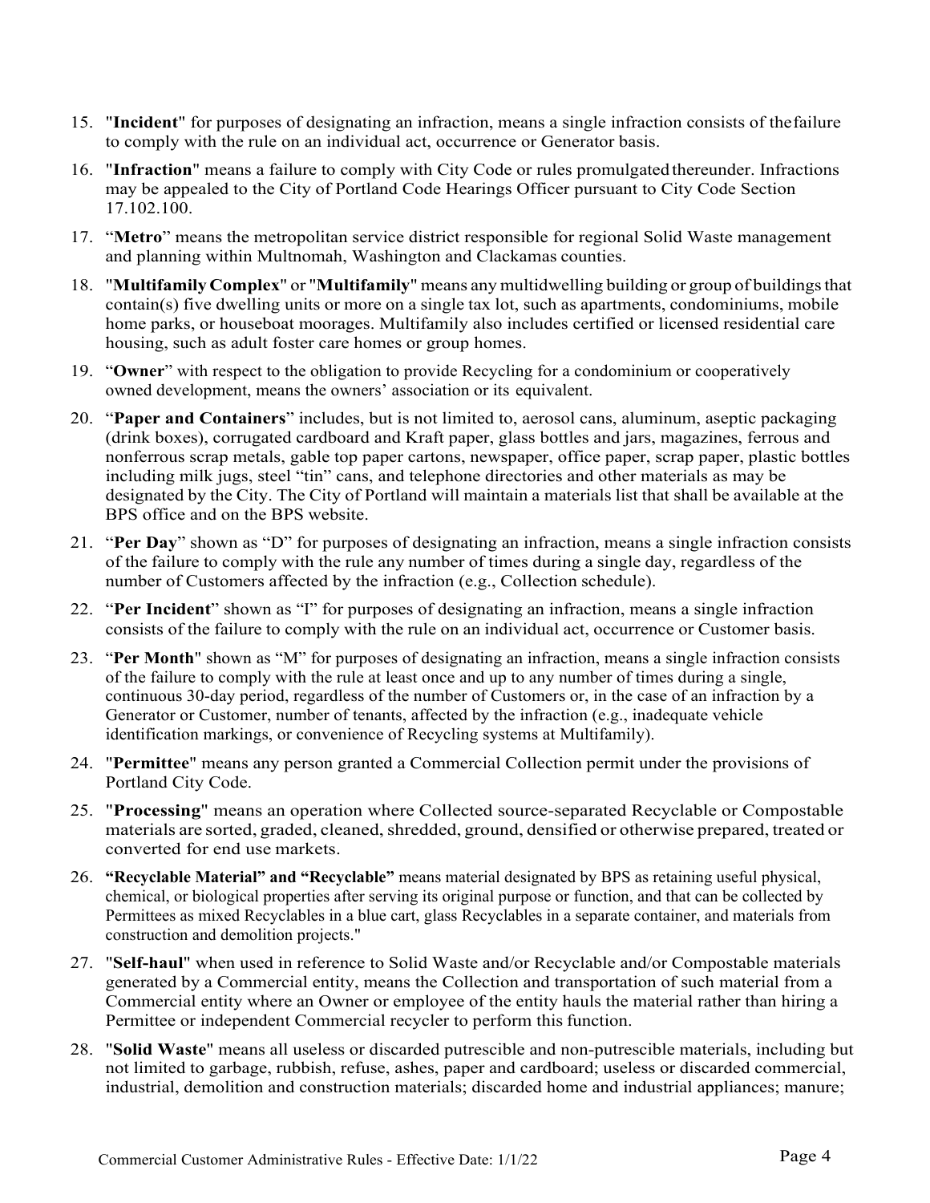15. "**Incident**" for purposes of designating an infraction, means a single infraction consists of the failure to comply with the rule on an individual act, occurrence or Generator basis.
16. "**Infraction**" means a failure to comply with City Code or rules promulgated thereunder. Infractions may be appealed to the City of Portland Code Hearings Officer pursuant to City Code Section 17.102.100.
17. "**Metro**" means the metropolitan service district responsible for regional Solid Waste management and planning within Multnomah, Washington and Clackamas counties.
18. "**Multifamily Complex**" or "**Multifamily**" means any multidwelling building or group of buildings that contain(s) five dwelling units or more on a single tax lot, such as apartments, condominiums, mobile home parks, or houseboat moorages. Multifamily also includes certified or licensed residential care housing, such as adult foster care homes or group homes.
19. "**Owner**" with respect to the obligation to provide Recycling for a condominium or cooperatively owned development, means the owners' association or its equivalent.
20. "**Paper and Containers**" includes, but is not limited to, aerosol cans, aluminum, aseptic packaging (drink boxes), corrugated cardboard and Kraft paper, glass bottles and jars, magazines, ferrous and nonferrous scrap metals, gable top paper cartons, newspaper, office paper, scrap paper, plastic bottles including milk jugs, steel "tin" cans, and telephone directories and other materials as may be designated by the City. The City of Portland will maintain a materials list that shall be available at the BPS office and on the BPS website.
21. "**Per Day**" shown as "D" for purposes of designating an infraction, means a single infraction consists of the failure to comply with the rule any number of times during a single day, regardless of the number of Customers affected by the infraction (e.g., Collection schedule).
22. "**Per Incident**" shown as "I" for purposes of designating an infraction, means a single infraction consists of the failure to comply with the rule on an individual act, occurrence or Customer basis.
23. "**Per Month**" shown as "M" for purposes of designating an infraction, means a single infraction consists of the failure to comply with the rule at least once and up to any number of times during a single, continuous 30-day period, regardless of the number of Customers or, in the case of an infraction by a Generator or Customer, number of tenants, affected by the infraction (e.g., inadequate vehicle identification markings, or convenience of Recycling systems at Multifamily).
24. "**Permittee**" means any person granted a Commercial Collection permit under the provisions of Portland City Code.
25. "**Processing**" means an operation where Collected source-separated Recyclable or Compostable materials are sorted, graded, cleaned, shredded, ground, densified or otherwise prepared, treated or converted for end use markets.
26. **"Recyclable Material" and "Recyclable"** means material designated by BPS as retaining useful physical, chemical, or biological properties after serving its original purpose or function, and that can be collected by Permittees as mixed Recyclables in a blue cart, glass Recyclables in a separate container, and materials from construction and demolition projects."
27. "**Self-haul**" when used in reference to Solid Waste and/or Recyclable and/or Compostable materials generated by a Commercial entity, means the Collection and transportation of such material from a Commercial entity where an Owner or employee of the entity hauls the material rather than hiring a Permittee or independent Commercial recycler to perform this function.
28. "**Solid Waste**" means all useless or discarded putrescible and non-putrescible materials, including but not limited to garbage, rubbish, refuse, ashes, paper and cardboard; useless or discarded commercial, industrial, demolition and construction materials; discarded home and industrial appliances; manure;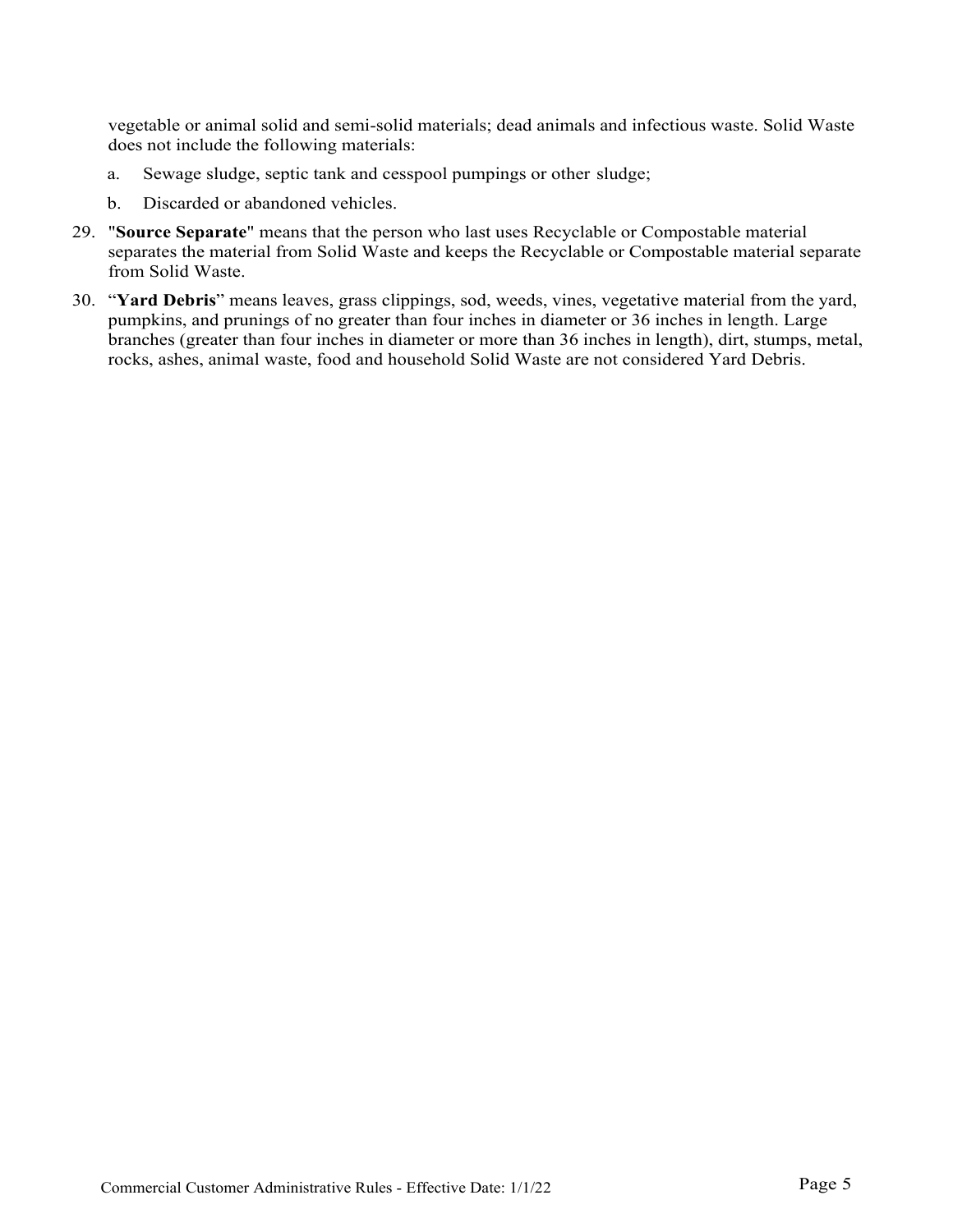vegetable or animal solid and semi-solid materials; dead animals and infectious waste. Solid Waste does not include the following materials:

   a. Sewage sludge, septic tank and cesspool pumpings or other sludge;

   b. Discarded or abandoned vehicles.

29. "**Source Separate**" means that the person who last uses Recyclable or Compostable material separates the material from Solid Waste and keeps the Recyclable or Compostable material separate from Solid Waste.

30. "**Yard Debris**" means leaves, grass clippings, sod, weeds, vines, vegetative material from the yard, pumpkins, and prunings of no greater than four inches in diameter or 36 inches in length. Large branches (greater than four inches in diameter or more than 36 inches in length), dirt, stumps, metal, rocks, ashes, animal waste, food and household Solid Waste are not considered Yard Debris.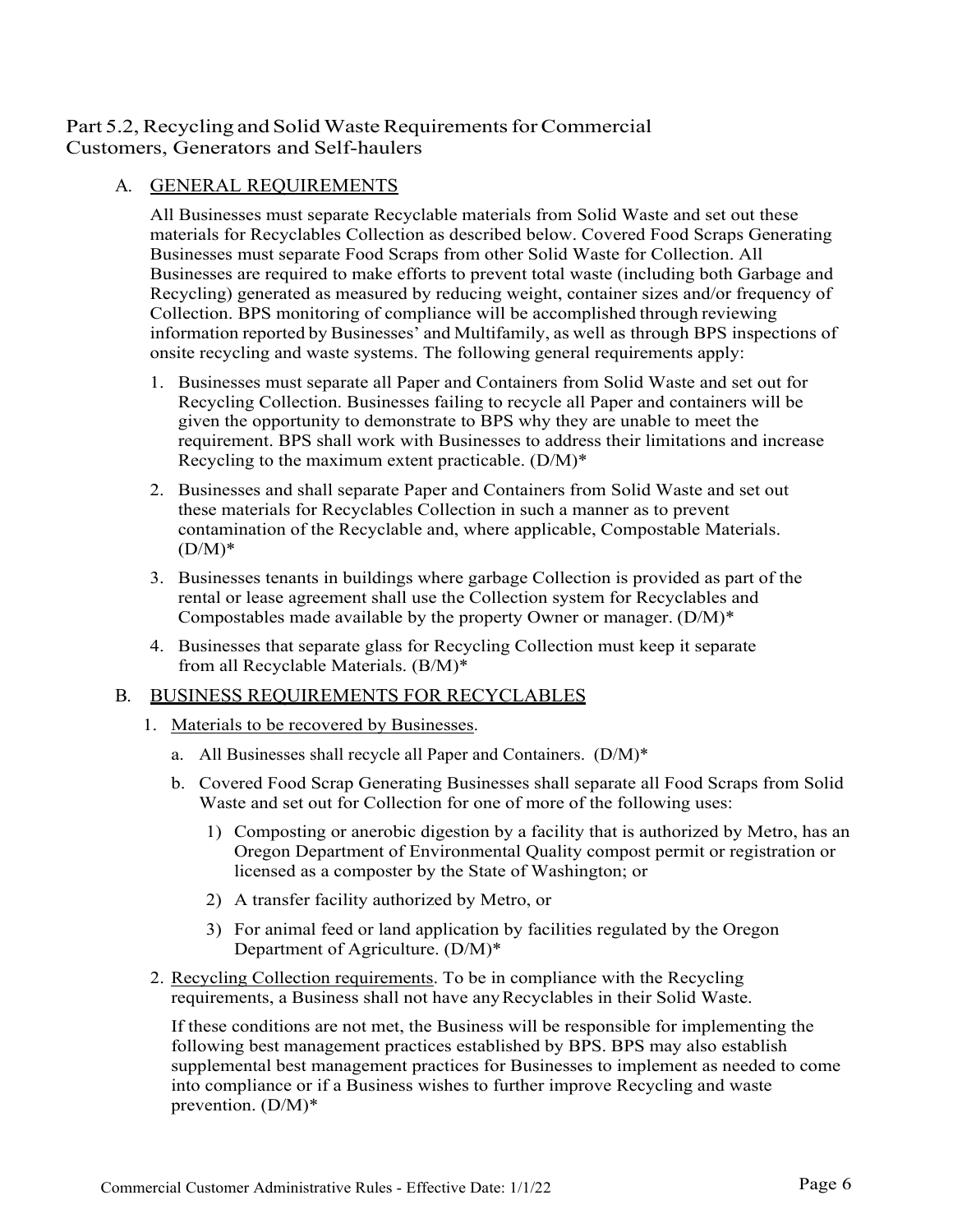## Part 5.2, Recycling and Solid Waste Requirements for Commercial Customers, Generators and Self-haulers

### A. GENERAL REQUIREMENTS

All Businesses must separate Recyclable materials from Solid Waste and set out these materials for Recyclables Collection as described below. Covered Food Scraps Generating Businesses must separate Food Scraps from other Solid Waste for Collection. All Businesses are required to make efforts to prevent total waste (including both Garbage and Recycling) generated as measured by reducing weight, container sizes and/or frequency of Collection. BPS monitoring of compliance will be accomplished through reviewing information reported by Businesses' and Multifamily, as well as through BPS inspections of onsite recycling and waste systems. The following general requirements apply:

1. Businesses must separate all Paper and Containers from Solid Waste and set out for Recycling Collection. Businesses failing to recycle all Paper and containers will be given the opportunity to demonstrate to BPS why they are unable to meet the requirement. BPS shall work with Businesses to address their limitations and increase Recycling to the maximum extent practicable. (D/M)*
2. Businesses and shall separate Paper and Containers from Solid Waste and set out these materials for Recyclables Collection in such a manner as to prevent contamination of the Recyclable and, where applicable, Compostable Materials. (D/M)*
3. Businesses tenants in buildings where garbage Collection is provided as part of the rental or lease agreement shall use the Collection system for Recyclables and Compostables made available by the property Owner or manager. (D/M)*
4. Businesses that separate glass for Recycling Collection must keep it separate from all Recyclable Materials. (B/M)*

### B. BUSINESS REQUIREMENTS FOR RECYCLABLES

1. Materials to be recovered by Businesses.
   a. All Businesses shall recycle all Paper and Containers. (D/M)*
   b. Covered Food Scrap Generating Businesses shall separate all Food Scraps from Solid Waste and set out for Collection for one of more of the following uses:
      1) Composting or anerobic digestion by a facility that is authorized by Metro, has an Oregon Department of Environmental Quality compost permit or registration or licensed as a composter by the State of Washington; or
      2) A transfer facility authorized by Metro, or
      3) For animal feed or land application by facilities regulated by the Oregon Department of Agriculture. (D/M)*
2. Recycling Collection requirements. To be in compliance with the Recycling requirements, a Business shall not have any Recyclables in their Solid Waste.

   If these conditions are not met, the Business will be responsible for implementing the following best management practices established by BPS. BPS may also establish supplemental best management practices for Businesses to implement as needed to come into compliance or if a Business wishes to further improve Recycling and waste prevention. (D/M)*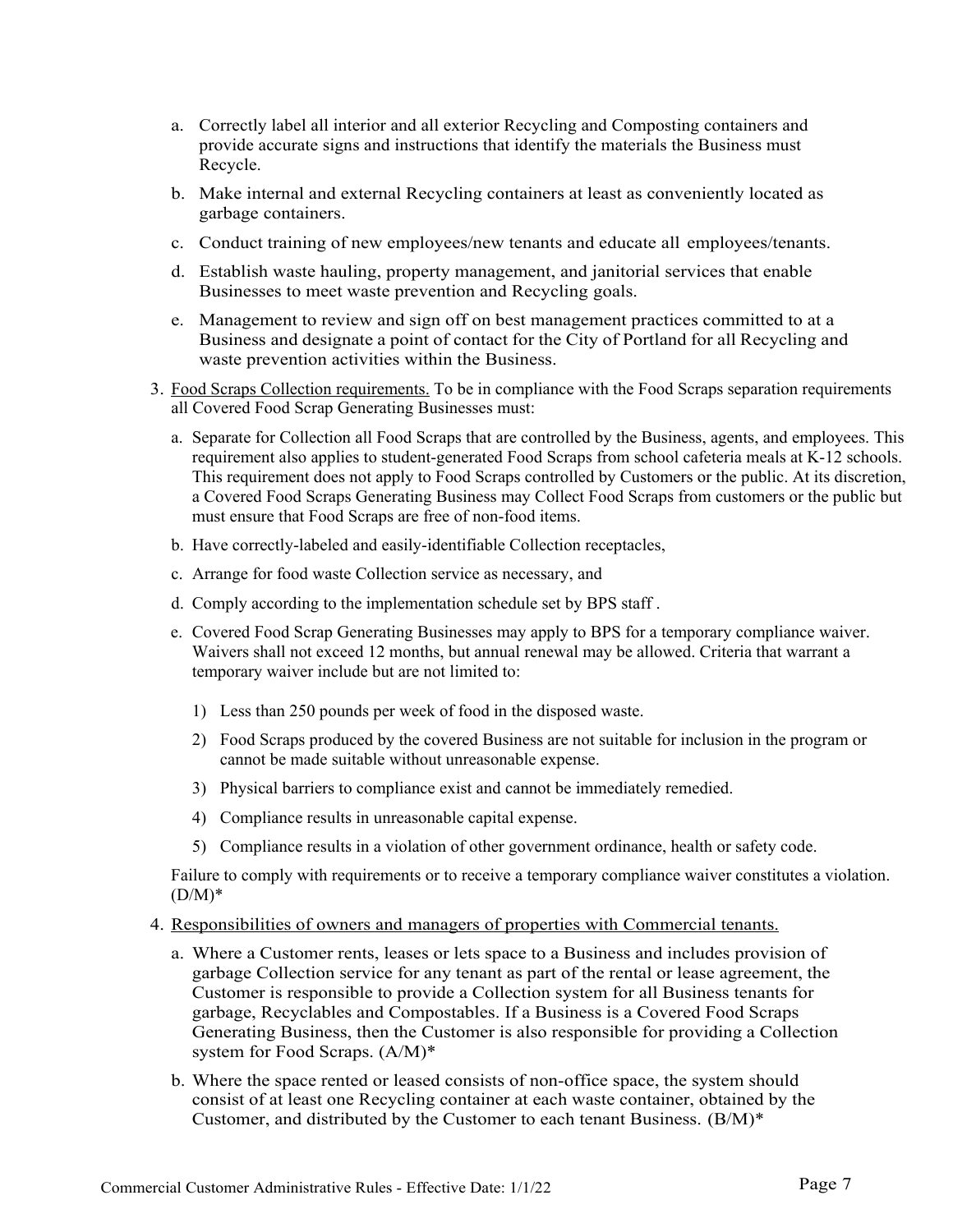a. Correctly label all interior and all exterior Recycling and Composting containers and provide accurate signs and instructions that identify the materials the Business must Recycle.

b. Make internal and external Recycling containers at least as conveniently located as garbage containers.

c. Conduct training of new employees/new tenants and educate all employees/tenants.

d. Establish waste hauling, property management, and janitorial services that enable Businesses to meet waste prevention and Recycling goals.

e. Management to review and sign off on best management practices committed to at a Business and designate a point of contact for the City of Portland for all Recycling and waste prevention activities within the Business.

3. Food Scraps Collection requirements. To be in compliance with the Food Scraps separation requirements all Covered Food Scrap Generating Businesses must:

   a. Separate for Collection all Food Scraps that are controlled by the Business, agents, and employees. This requirement also applies to student-generated Food Scraps from school cafeteria meals at K-12 schools. This requirement does not apply to Food Scraps controlled by Customers or the public. At its discretion, a Covered Food Scraps Generating Business may Collect Food Scraps from customers or the public but must ensure that Food Scraps are free of non-food items.

   b. Have correctly-labeled and easily-identifiable Collection receptacles,

   c. Arrange for food waste Collection service as necessary, and

   d. Comply according to the implementation schedule set by BPS staff .

   e. Covered Food Scrap Generating Businesses may apply to BPS for a temporary compliance waiver. Waivers shall not exceed 12 months, but annual renewal may be allowed. Criteria that warrant a temporary waiver include but are not limited to:

      1) Less than 250 pounds per week of food in the disposed waste.

      2) Food Scraps produced by the covered Business are not suitable for inclusion in the program or cannot be made suitable without unreasonable expense.

      3) Physical barriers to compliance exist and cannot be immediately remedied.

      4) Compliance results in unreasonable capital expense.

      5) Compliance results in a violation of other government ordinance, health or safety code.

   Failure to comply with requirements or to receive a temporary compliance waiver constitutes a violation. (D/M)*

4. Responsibilities of owners and managers of properties with Commercial tenants.

   a. Where a Customer rents, leases or lets space to a Business and includes provision of garbage Collection service for any tenant as part of the rental or lease agreement, the Customer is responsible to provide a Collection system for all Business tenants for garbage, Recyclables and Compostables. If a Business is a Covered Food Scraps Generating Business, then the Customer is also responsible for providing a Collection system for Food Scraps. (A/M)*

   b. Where the space rented or leased consists of non-office space, the system should consist of at least one Recycling container at each waste container, obtained by the Customer, and distributed by the Customer to each tenant Business. (B/M)*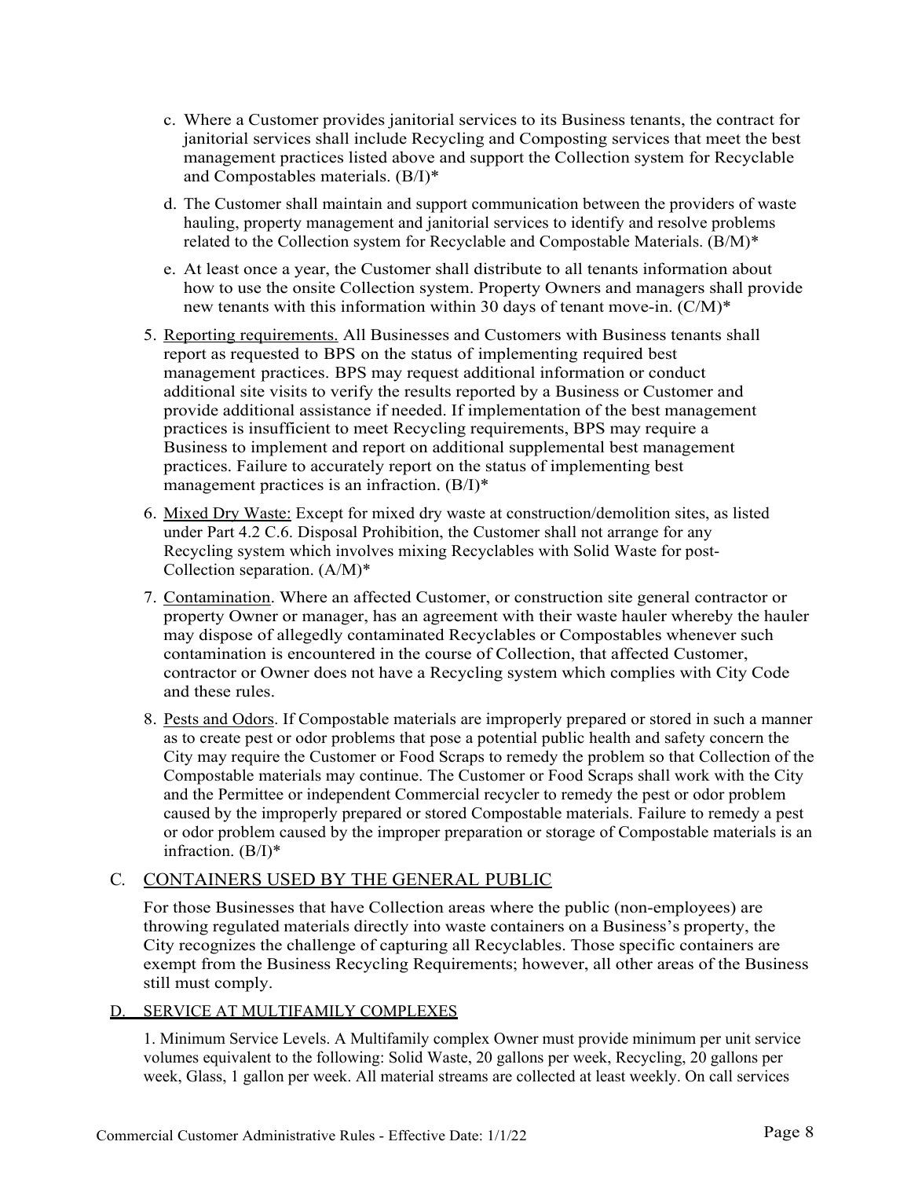c. Where a Customer provides janitorial services to its Business tenants, the contract for janitorial services shall include Recycling and Composting services that meet the best management practices listed above and support the Collection system for Recyclable and Compostables materials. (B/I)*

d. The Customer shall maintain and support communication between the providers of waste hauling, property management and janitorial services to identify and resolve problems related to the Collection system for Recyclable and Compostable Materials. (B/M)*

e. At least once a year, the Customer shall distribute to all tenants information about how to use the onsite Collection system. Property Owners and managers shall provide new tenants with this information within 30 days of tenant move-in. (C/M)*

5. <u>Reporting requirements.</u> All Businesses and Customers with Business tenants shall report as requested to BPS on the status of implementing required best management practices. BPS may request additional information or conduct additional site visits to verify the results reported by a Business or Customer and provide additional assistance if needed. If implementation of the best management practices is insufficient to meet Recycling requirements, BPS may require a Business to implement and report on additional supplemental best management practices. Failure to accurately report on the status of implementing best management practices is an infraction. (B/I)*

6. <u>Mixed Dry Waste:</u> Except for mixed dry waste at construction/demolition sites, as listed under Part 4.2 C.6. Disposal Prohibition, the Customer shall not arrange for any Recycling system which involves mixing Recyclables with Solid Waste for post-Collection separation. (A/M)*

7. <u>Contamination</u>. Where an affected Customer, or construction site general contractor or property Owner or manager, has an agreement with their waste hauler whereby the hauler may dispose of allegedly contaminated Recyclables or Compostables whenever such contamination is encountered in the course of Collection, that affected Customer, contractor or Owner does not have a Recycling system which complies with City Code and these rules.

8. <u>Pests and Odors</u>. If Compostable materials are improperly prepared or stored in such a manner as to create pest or odor problems that pose a potential public health and safety concern the City may require the Customer or Food Scraps to remedy the problem so that Collection of the Compostable materials may continue. The Customer or Food Scraps shall work with the City and the Permittee or independent Commercial recycler to remedy the pest or odor problem caused by the improperly prepared or stored Compostable materials. Failure to remedy a pest or odor problem caused by the improper preparation or storage of Compostable materials is an infraction. (B/I)*

## C. <u>CONTAINERS USED BY THE GENERAL PUBLIC</u>

For those Businesses that have Collection areas where the public (non-employees) are throwing regulated materials directly into waste containers on a Business's property, the City recognizes the challenge of capturing all Recyclables. Those specific containers are exempt from the Business Recycling Requirements; however, all other areas of the Business still must comply.

## D. <u>SERVICE AT MULTIFAMILY COMPLEXES</u>

1. Minimum Service Levels. A Multifamily complex Owner must provide minimum per unit service volumes equivalent to the following: Solid Waste, 20 gallons per week, Recycling, 20 gallons per week, Glass, 1 gallon per week. All material streams are collected at least weekly. On call services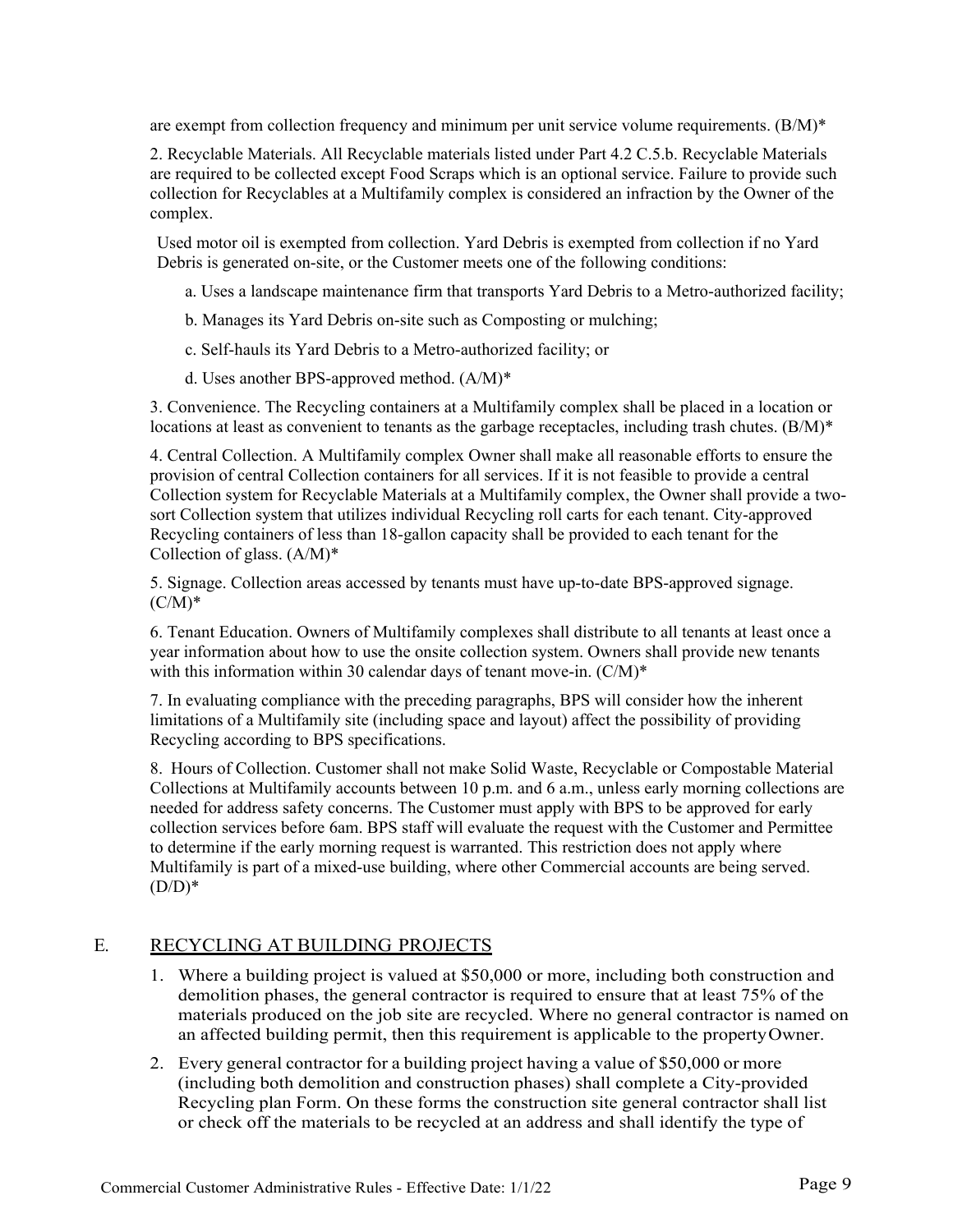are exempt from collection frequency and minimum per unit service volume requirements. (B/M)*

2. Recyclable Materials. All Recyclable materials listed under Part 4.2 C.5.b. Recyclable Materials are required to be collected except Food Scraps which is an optional service. Failure to provide such collection for Recyclables at a Multifamily complex is considered an infraction by the Owner of the complex.

Used motor oil is exempted from collection. Yard Debris is exempted from collection if no Yard Debris is generated on-site, or the Customer meets one of the following conditions:

a. Uses a landscape maintenance firm that transports Yard Debris to a Metro-authorized facility;

b. Manages its Yard Debris on-site such as Composting or mulching;

c. Self-hauls its Yard Debris to a Metro-authorized facility; or

d. Uses another BPS-approved method. (A/M)*

3. Convenience. The Recycling containers at a Multifamily complex shall be placed in a location or locations at least as convenient to tenants as the garbage receptacles, including trash chutes. (B/M)*

4. Central Collection. A Multifamily complex Owner shall make all reasonable efforts to ensure the provision of central Collection containers for all services. If it is not feasible to provide a central Collection system for Recyclable Materials at a Multifamily complex, the Owner shall provide a two-sort Collection system that utilizes individual Recycling roll carts for each tenant. City-approved Recycling containers of less than 18-gallon capacity shall be provided to each tenant for the Collection of glass. (A/M)*

5. Signage. Collection areas accessed by tenants must have up-to-date BPS-approved signage. (C/M)*

6. Tenant Education. Owners of Multifamily complexes shall distribute to all tenants at least once a year information about how to use the onsite collection system. Owners shall provide new tenants with this information within 30 calendar days of tenant move-in. (C/M)*

7. In evaluating compliance with the preceding paragraphs, BPS will consider how the inherent limitations of a Multifamily site (including space and layout) affect the possibility of providing Recycling according to BPS specifications.

8. Hours of Collection. Customer shall not make Solid Waste, Recyclable or Compostable Material Collections at Multifamily accounts between 10 p.m. and 6 a.m., unless early morning collections are needed for address safety concerns. The Customer must apply with BPS to be approved for early collection services before 6am. BPS staff will evaluate the request with the Customer and Permittee to determine if the early morning request is warranted. This restriction does not apply where Multifamily is part of a mixed-use building, where other Commercial accounts are being served. (D/D)*

## E. RECYCLING AT BUILDING PROJECTS

1. Where a building project is valued at $50,000 or more, including both construction and demolition phases, the general contractor is required to ensure that at least 75% of the materials produced on the job site are recycled. Where no general contractor is named on an affected building permit, then this requirement is applicable to the property Owner.
2. Every general contractor for a building project having a value of $50,000 or more (including both demolition and construction phases) shall complete a City-provided Recycling plan Form. On these forms the construction site general contractor shall list or check off the materials to be recycled at an address and shall identify the type of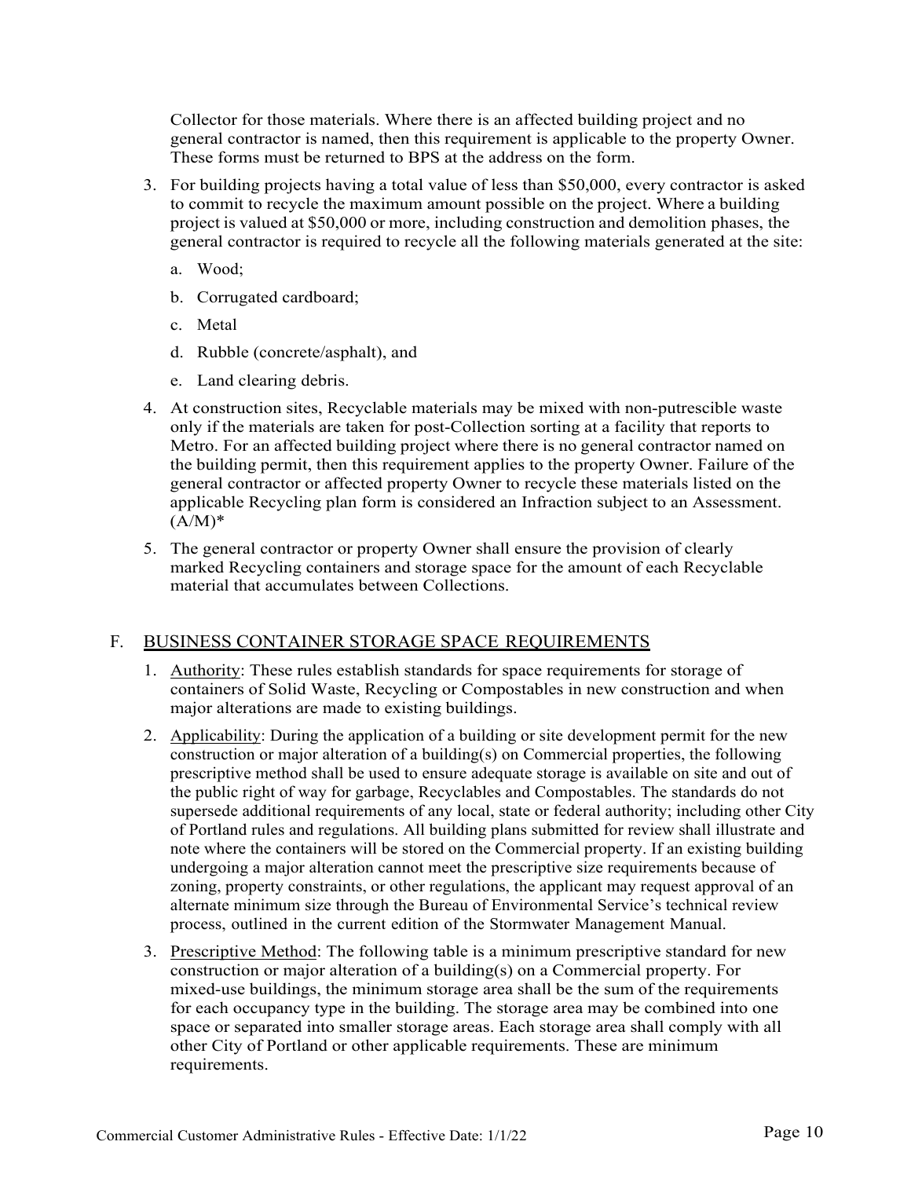Collector for those materials. Where there is an affected building project and no general contractor is named, then this requirement is applicable to the property Owner. These forms must be returned to BPS at the address on the form.

3. For building projects having a total value of less than $50,000, every contractor is asked to commit to recycle the maximum amount possible on the project. Where a building project is valued at $50,000 or more, including construction and demolition phases, the general contractor is required to recycle all the following materials generated at the site:
   a. Wood;
   b. Corrugated cardboard;
   c. Metal
   d. Rubble (concrete/asphalt), and
   e. Land clearing debris.
4. At construction sites, Recyclable materials may be mixed with non-putrescible waste only if the materials are taken for post-Collection sorting at a facility that reports to Metro. For an affected building project where there is no general contractor named on the building permit, then this requirement applies to the property Owner. Failure of the general contractor or affected property Owner to recycle these materials listed on the applicable Recycling plan form is considered an Infraction subject to an Assessment. (A/M)*
5. The general contractor or property Owner shall ensure the provision of clearly marked Recycling containers and storage space for the amount of each Recyclable material that accumulates between Collections.

## F. BUSINESS CONTAINER STORAGE SPACE REQUIREMENTS

1. Authority: These rules establish standards for space requirements for storage of containers of Solid Waste, Recycling or Compostables in new construction and when major alterations are made to existing buildings.
2. Applicability: During the application of a building or site development permit for the new construction or major alteration of a building(s) on Commercial properties, the following prescriptive method shall be used to ensure adequate storage is available on site and out of the public right of way for garbage, Recyclables and Compostables. The standards do not supersede additional requirements of any local, state or federal authority; including other City of Portland rules and regulations. All building plans submitted for review shall illustrate and note where the containers will be stored on the Commercial property. If an existing building undergoing a major alteration cannot meet the prescriptive size requirements because of zoning, property constraints, or other regulations, the applicant may request approval of an alternate minimum size through the Bureau of Environmental Service's technical review process, outlined in the current edition of the Stormwater Management Manual.
3. Prescriptive Method: The following table is a minimum prescriptive standard for new construction or major alteration of a building(s) on a Commercial property. For mixed-use buildings, the minimum storage area shall be the sum of the requirements for each occupancy type in the building. The storage area may be combined into one space or separated into smaller storage areas. Each storage area shall comply with all other City of Portland or other applicable requirements. These are minimum requirements.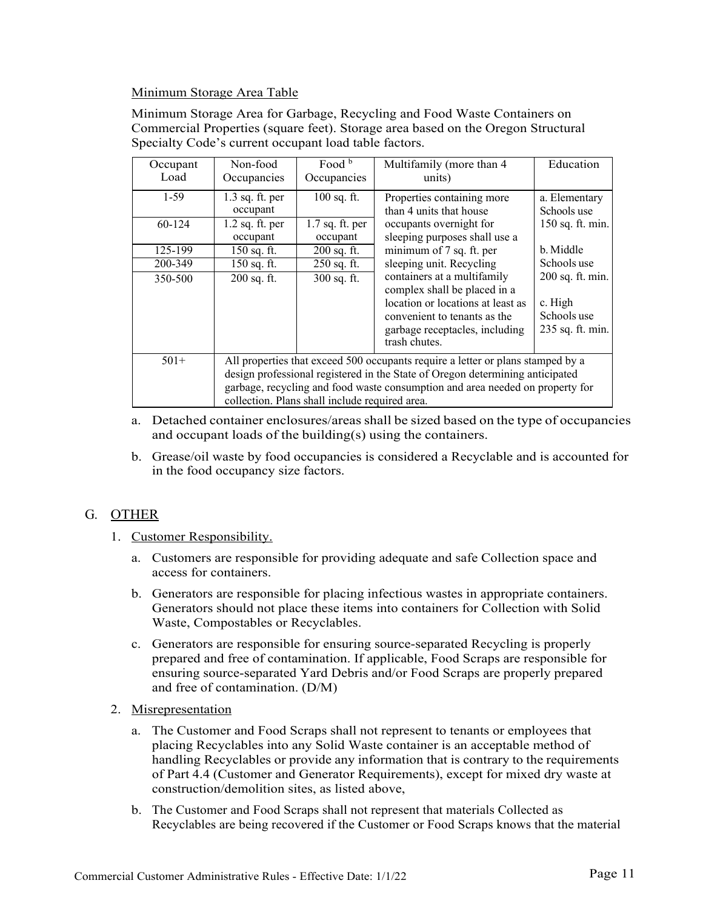Minimum Storage Area Table

Minimum Storage Area for Garbage, Recycling and Food Waste Containers on Commercial Properties (square feet). Storage area based on the Oregon Structural Specialty Code's current occupant load table factors.

| Occupant Load | Non-food Occupancies | Food [b] Occupancies | Multifamily (more than 4 units) | Education |
|---|---|---|---|---|
| 1-59 | 1.3 sq. ft. per occupant | 100 sq. ft. | Properties containing more than 4 units that house occupants overnight for sleeping purposes shall use a minimum of 7 sq. ft. per sleeping unit. Recycling containers at a multifamily complex shall be placed in a location or locations at least as convenient to tenants as the garbage receptacles, including trash chutes. | a. Elementary Schools use 150 sq. ft. min. b. Middle Schools use 200 sq. ft. min. c. High Schools use 235 sq. ft. min. |
| 60-124 | 1.2 sq. ft. per occupant | 1.7 sq. ft. per occupant | | |
| 125-199 | 150 sq. ft. | 200 sq. ft. | | |
| 200-349 | 150 sq. ft. | 250 sq. ft. | | |
| 350-500 | 200 sq. ft. | 300 sq. ft. | | |
| 501+ | All properties that exceed 500 occupants require a letter or plans stamped by a design professional registered in the State of Oregon determining anticipated garbage, recycling and food waste consumption and area needed on property for collection. Plans shall include required area. | | | |

a. Detached container enclosures/areas shall be sized based on the type of occupancies and occupant loads of the building(s) using the containers.

b. Grease/oil waste by food occupancies is considered a Recyclable and is accounted for in the food occupancy size factors.

## G. OTHER

1. Customer Responsibility.

   a. Customers are responsible for providing adequate and safe Collection space and access for containers.

   b. Generators are responsible for placing infectious wastes in appropriate containers. Generators should not place these items into containers for Collection with Solid Waste, Compostables or Recyclables.

   c. Generators are responsible for ensuring source-separated Recycling is properly prepared and free of contamination. If applicable, Food Scraps are responsible for ensuring source-separated Yard Debris and/or Food Scraps are properly prepared and free of contamination. (D/M)

2. Misrepresentation

   a. The Customer and Food Scraps shall not represent to tenants or employees that placing Recyclables into any Solid Waste container is an acceptable method of handling Recyclables or provide any information that is contrary to the requirements of Part 4.4 (Customer and Generator Requirements), except for mixed dry waste at construction/demolition sites, as listed above,

   b. The Customer and Food Scraps shall not represent that materials Collected as Recyclables are being recovered if the Customer or Food Scraps knows that the material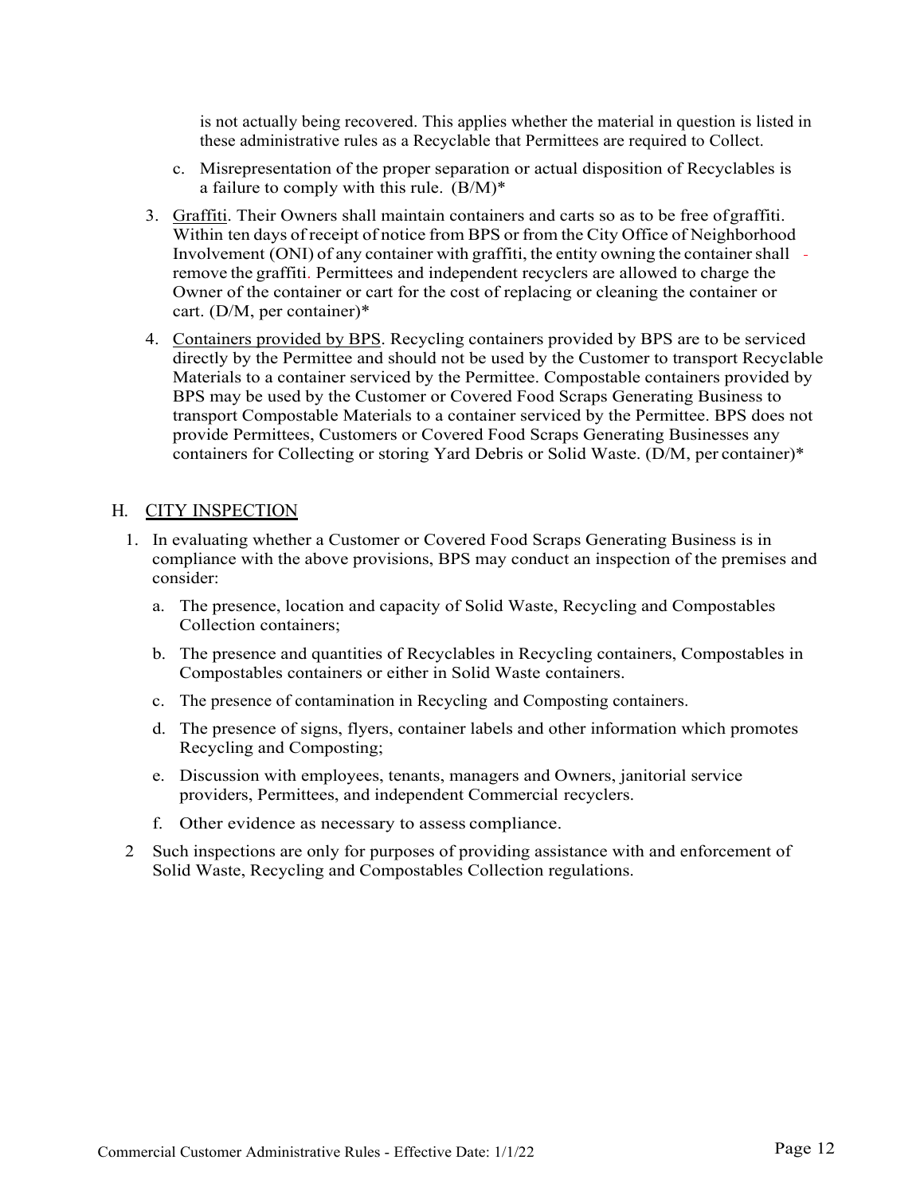is not actually being recovered. This applies whether the material in question is listed in these administrative rules as a Recyclable that Permittees are required to Collect.

c. Misrepresentation of the proper separation or actual disposition of Recyclables is a failure to comply with this rule. (B/M)*

3. Graffiti. Their Owners shall maintain containers and carts so as to be free of graffiti. Within ten days of receipt of notice from BPS or from the City Office of Neighborhood Involvement (ONI) of any container with graffiti, the entity owning the container shall remove the graffiti. Permittees and independent recyclers are allowed to charge the Owner of the container or cart for the cost of replacing or cleaning the container or cart. (D/M, per container)*

4. Containers provided by BPS. Recycling containers provided by BPS are to be serviced directly by the Permittee and should not be used by the Customer to transport Recyclable Materials to a container serviced by the Permittee. Compostable containers provided by BPS may be used by the Customer or Covered Food Scraps Generating Business to transport Compostable Materials to a container serviced by the Permittee. BPS does not provide Permittees, Customers or Covered Food Scraps Generating Businesses any containers for Collecting or storing Yard Debris or Solid Waste. (D/M, per container)*

## H. CITY INSPECTION

1. In evaluating whether a Customer or Covered Food Scraps Generating Business is in compliance with the above provisions, BPS may conduct an inspection of the premises and consider:

   a. The presence, location and capacity of Solid Waste, Recycling and Compostables Collection containers;

   b. The presence and quantities of Recyclables in Recycling containers, Compostables in Compostables containers or either in Solid Waste containers.

   c. The presence of contamination in Recycling and Composting containers.

   d. The presence of signs, flyers, container labels and other information which promotes Recycling and Composting;

   e. Discussion with employees, tenants, managers and Owners, janitorial service providers, Permittees, and independent Commercial recyclers.

   f. Other evidence as necessary to assess compliance.

2 Such inspections are only for purposes of providing assistance with and enforcement of Solid Waste, Recycling and Compostables Collection regulations.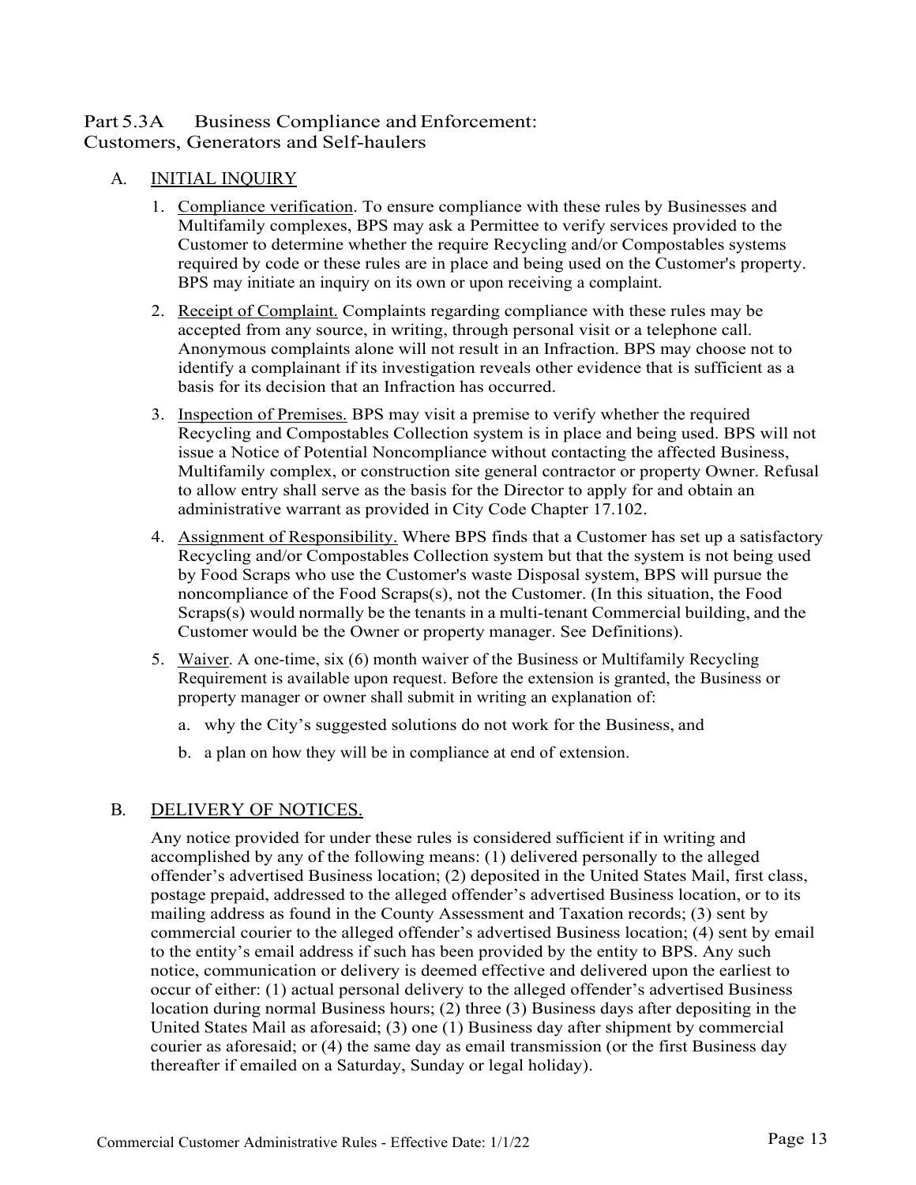## Part 5.3A Business Compliance and Enforcement: Customers, Generators and Self-haulers

### A. INITIAL INQUIRY

1. Compliance verification. To ensure compliance with these rules by Businesses and Multifamily complexes, BPS may ask a Permittee to verify services provided to the Customer to determine whether the require Recycling and/or Compostables systems required by code or these rules are in place and being used on the Customer's property. BPS may initiate an inquiry on its own or upon receiving a complaint.

2. Receipt of Complaint. Complaints regarding compliance with these rules may be accepted from any source, in writing, through personal visit or a telephone call. Anonymous complaints alone will not result in an Infraction. BPS may choose not to identify a complainant if its investigation reveals other evidence that is sufficient as a basis for its decision that an Infraction has occurred.

3. Inspection of Premises. BPS may visit a premise to verify whether the required Recycling and Compostables Collection system is in place and being used. BPS will not issue a Notice of Potential Noncompliance without contacting the affected Business, Multifamily complex, or construction site general contractor or property Owner. Refusal to allow entry shall serve as the basis for the Director to apply for and obtain an administrative warrant as provided in City Code Chapter 17.102.

4. Assignment of Responsibility. Where BPS finds that a Customer has set up a satisfactory Recycling and/or Compostables Collection system but that the system is not being used by Food Scraps who use the Customer's waste Disposal system, BPS will pursue the noncompliance of the Food Scraps(s), not the Customer. (In this situation, the Food Scraps(s) would normally be the tenants in a multi-tenant Commercial building, and the Customer would be the Owner or property manager. See Definitions).

5. Waiver. A one-time, six (6) month waiver of the Business or Multifamily Recycling Requirement is available upon request. Before the extension is granted, the Business or property manager or owner shall submit in writing an explanation of:

   a. why the City's suggested solutions do not work for the Business, and

   b. a plan on how they will be in compliance at end of extension.

### B. DELIVERY OF NOTICES.

Any notice provided for under these rules is considered sufficient if in writing and accomplished by any of the following means: (1) delivered personally to the alleged offender's advertised Business location; (2) deposited in the United States Mail, first class, postage prepaid, addressed to the alleged offender's advertised Business location, or to its mailing address as found in the County Assessment and Taxation records; (3) sent by commercial courier to the alleged offender's advertised Business location; (4) sent by email to the entity's email address if such has been provided by the entity to BPS. Any such notice, communication or delivery is deemed effective and delivered upon the earliest to occur of either: (1) actual personal delivery to the alleged offender's advertised Business location during normal Business hours; (2) three (3) Business days after depositing in the United States Mail as aforesaid; (3) one (1) Business day after shipment by commercial courier as aforesaid; or (4) the same day as email transmission (or the first Business day thereafter if emailed on a Saturday, Sunday or legal holiday).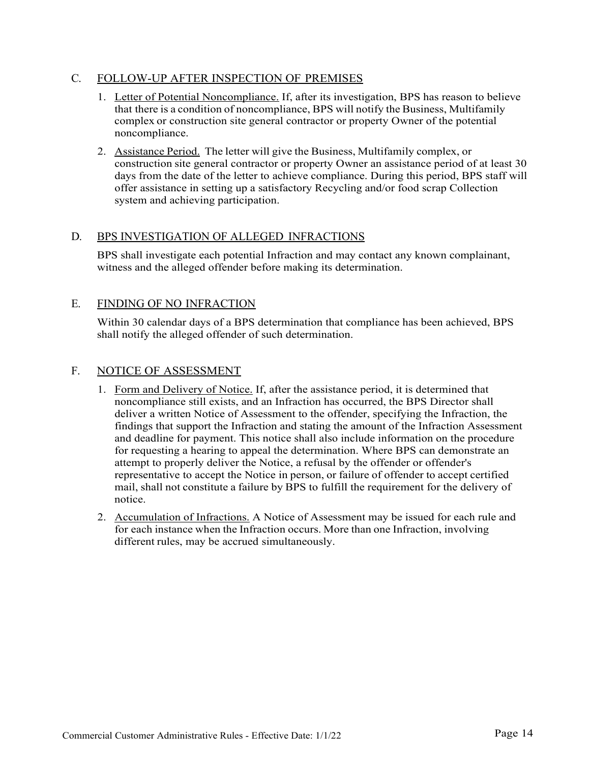## C. FOLLOW-UP AFTER INSPECTION OF PREMISES

1. Letter of Potential Noncompliance. If, after its investigation, BPS has reason to believe that there is a condition of noncompliance, BPS will notify the Business, Multifamily complex or construction site general contractor or property Owner of the potential noncompliance.
2. Assistance Period. The letter will give the Business, Multifamily complex, or construction site general contractor or property Owner an assistance period of at least 30 days from the date of the letter to achieve compliance. During this period, BPS staff will offer assistance in setting up a satisfactory Recycling and/or food scrap Collection system and achieving participation.

## D. BPS INVESTIGATION OF ALLEGED INFRACTIONS

BPS shall investigate each potential Infraction and may contact any known complainant, witness and the alleged offender before making its determination.

## E. FINDING OF NO INFRACTION

Within 30 calendar days of a BPS determination that compliance has been achieved, BPS shall notify the alleged offender of such determination.

## F. NOTICE OF ASSESSMENT

1. Form and Delivery of Notice. If, after the assistance period, it is determined that noncompliance still exists, and an Infraction has occurred, the BPS Director shall deliver a written Notice of Assessment to the offender, specifying the Infraction, the findings that support the Infraction and stating the amount of the Infraction Assessment and deadline for payment. This notice shall also include information on the procedure for requesting a hearing to appeal the determination. Where BPS can demonstrate an attempt to properly deliver the Notice, a refusal by the offender or offender's representative to accept the Notice in person, or failure of offender to accept certified mail, shall not constitute a failure by BPS to fulfill the requirement for the delivery of notice.
2. Accumulation of Infractions. A Notice of Assessment may be issued for each rule and for each instance when the Infraction occurs. More than one Infraction, involving different rules, may be accrued simultaneously.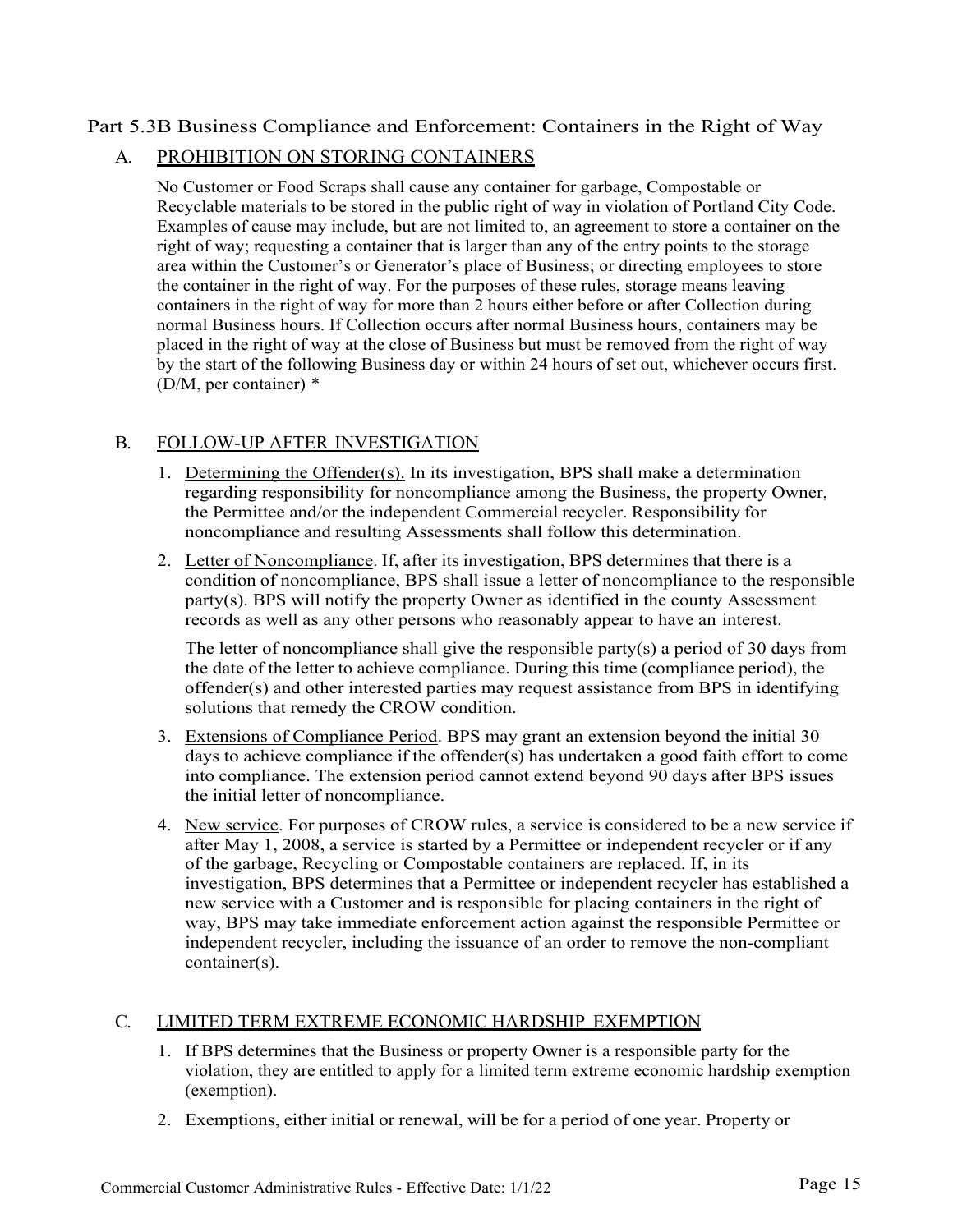## Part 5.3B Business Compliance and Enforcement: Containers in the Right of Way

### A. PROHIBITION ON STORING CONTAINERS

No Customer or Food Scraps shall cause any container for garbage, Compostable or Recyclable materials to be stored in the public right of way in violation of Portland City Code. Examples of cause may include, but are not limited to, an agreement to store a container on the right of way; requesting a container that is larger than any of the entry points to the storage area within the Customer's or Generator's place of Business; or directing employees to store the container in the right of way. For the purposes of these rules, storage means leaving containers in the right of way for more than 2 hours either before or after Collection during normal Business hours. If Collection occurs after normal Business hours, containers may be placed in the right of way at the close of Business but must be removed from the right of way by the start of the following Business day or within 24 hours of set out, whichever occurs first. (D/M, per container) *

### B. FOLLOW-UP AFTER INVESTIGATION

1. Determining the Offender(s). In its investigation, BPS shall make a determination regarding responsibility for noncompliance among the Business, the property Owner, the Permittee and/or the independent Commercial recycler. Responsibility for noncompliance and resulting Assessments shall follow this determination.
2. Letter of Noncompliance. If, after its investigation, BPS determines that there is a condition of noncompliance, BPS shall issue a letter of noncompliance to the responsible party(s). BPS will notify the property Owner as identified in the county Assessment records as well as any other persons who reasonably appear to have an interest.

   The letter of noncompliance shall give the responsible party(s) a period of 30 days from the date of the letter to achieve compliance. During this time (compliance period), the offender(s) and other interested parties may request assistance from BPS in identifying solutions that remedy the CROW condition.
3. Extensions of Compliance Period. BPS may grant an extension beyond the initial 30 days to achieve compliance if the offender(s) has undertaken a good faith effort to come into compliance. The extension period cannot extend beyond 90 days after BPS issues the initial letter of noncompliance.
4. New service. For purposes of CROW rules, a service is considered to be a new service if after May 1, 2008, a service is started by a Permittee or independent recycler or if any of the garbage, Recycling or Compostable containers are replaced. If, in its investigation, BPS determines that a Permittee or independent recycler has established a new service with a Customer and is responsible for placing containers in the right of way, BPS may take immediate enforcement action against the responsible Permittee or independent recycler, including the issuance of an order to remove the non-compliant container(s).

### C. LIMITED TERM EXTREME ECONOMIC HARDSHIP EXEMPTION

1. If BPS determines that the Business or property Owner is a responsible party for the violation, they are entitled to apply for a limited term extreme economic hardship exemption (exemption).
2. Exemptions, either initial or renewal, will be for a period of one year. Property or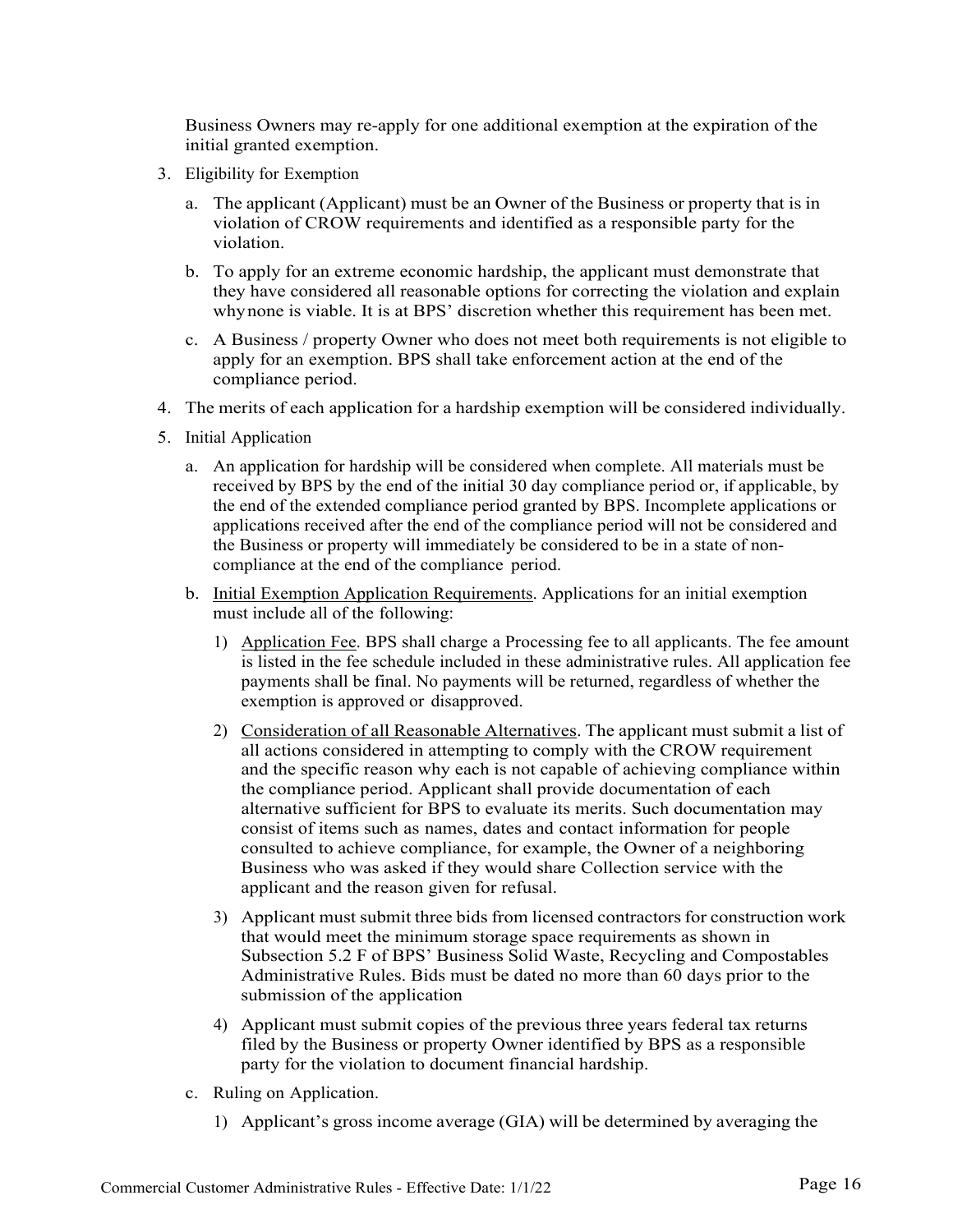Business Owners may re-apply for one additional exemption at the expiration of the initial granted exemption.

3. Eligibility for Exemption

   a. The applicant (Applicant) must be an Owner of the Business or property that is in violation of CROW requirements and identified as a responsible party for the violation.

   b. To apply for an extreme economic hardship, the applicant must demonstrate that they have considered all reasonable options for correcting the violation and explain why none is viable. It is at BPS' discretion whether this requirement has been met.

   c. A Business / property Owner who does not meet both requirements is not eligible to apply for an exemption. BPS shall take enforcement action at the end of the compliance period.

4. The merits of each application for a hardship exemption will be considered individually.

5. Initial Application

   a. An application for hardship will be considered when complete. All materials must be received by BPS by the end of the initial 30 day compliance period or, if applicable, by the end of the extended compliance period granted by BPS. Incomplete applications or applications received after the end of the compliance period will not be considered and the Business or property will immediately be considered to be in a state of non-compliance at the end of the compliance period.

   b. <u>Initial Exemption Application Requirements</u>. Applications for an initial exemption must include all of the following:

      1) <u>Application Fee</u>. BPS shall charge a Processing fee to all applicants. The fee amount is listed in the fee schedule included in these administrative rules. All application fee payments shall be final. No payments will be returned, regardless of whether the exemption is approved or disapproved.

      2) <u>Consideration of all Reasonable Alternatives</u>. The applicant must submit a list of all actions considered in attempting to comply with the CROW requirement and the specific reason why each is not capable of achieving compliance within the compliance period. Applicant shall provide documentation of each alternative sufficient for BPS to evaluate its merits. Such documentation may consist of items such as names, dates and contact information for people consulted to achieve compliance, for example, the Owner of a neighboring Business who was asked if they would share Collection service with the applicant and the reason given for refusal.

      3) Applicant must submit three bids from licensed contractors for construction work that would meet the minimum storage space requirements as shown in Subsection 5.2 F of BPS' Business Solid Waste, Recycling and Compostables Administrative Rules. Bids must be dated no more than 60 days prior to the submission of the application

      4) Applicant must submit copies of the previous three years federal tax returns filed by the Business or property Owner identified by BPS as a responsible party for the violation to document financial hardship.

   c. Ruling on Application.

      1) Applicant's gross income average (GIA) will be determined by averaging the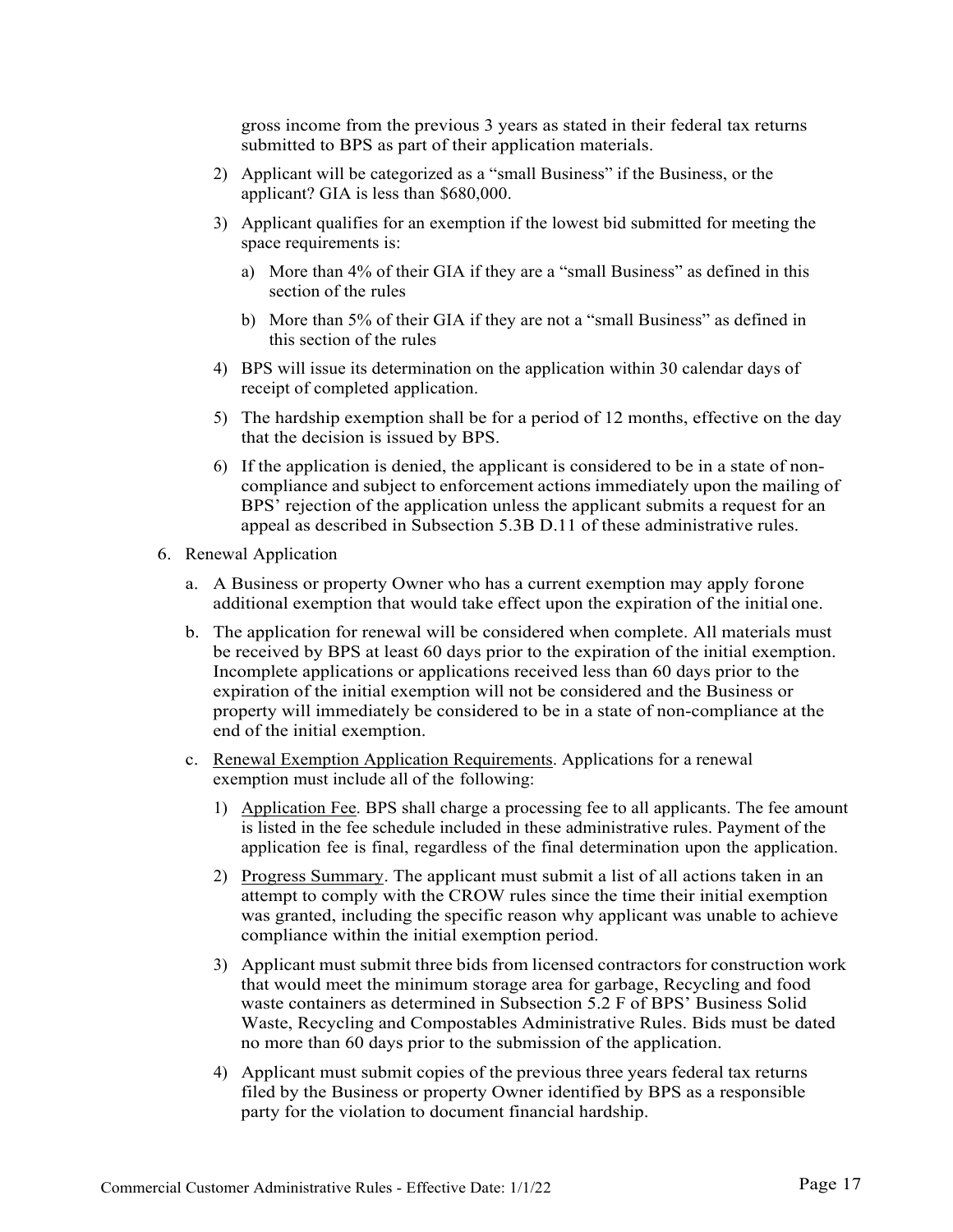gross income from the previous 3 years as stated in their federal tax returns submitted to BPS as part of their application materials.

2) Applicant will be categorized as a "small Business" if the Business, or the applicant? GIA is less than $680,000.

3) Applicant qualifies for an exemption if the lowest bid submitted for meeting the space requirements is:

   a) More than 4% of their GIA if they are a "small Business" as defined in this section of the rules

   b) More than 5% of their GIA if they are not a "small Business" as defined in this section of the rules

4) BPS will issue its determination on the application within 30 calendar days of receipt of completed application.

5) The hardship exemption shall be for a period of 12 months, effective on the day that the decision is issued by BPS.

6) If the application is denied, the applicant is considered to be in a state of non-compliance and subject to enforcement actions immediately upon the mailing of BPS' rejection of the application unless the applicant submits a request for an appeal as described in Subsection 5.3B D.11 of these administrative rules.

6. Renewal Application

   a. A Business or property Owner who has a current exemption may apply forone additional exemption that would take effect upon the expiration of the initial one.

   b. The application for renewal will be considered when complete. All materials must be received by BPS at least 60 days prior to the expiration of the initial exemption. Incomplete applications or applications received less than 60 days prior to the expiration of the initial exemption will not be considered and the Business or property will immediately be considered to be in a state of non-compliance at the end of the initial exemption.

   c. Renewal Exemption Application Requirements. Applications for a renewal exemption must include all of the following:

      1) Application Fee. BPS shall charge a processing fee to all applicants. The fee amount is listed in the fee schedule included in these administrative rules. Payment of the application fee is final, regardless of the final determination upon the application.

      2) Progress Summary. The applicant must submit a list of all actions taken in an attempt to comply with the CROW rules since the time their initial exemption was granted, including the specific reason why applicant was unable to achieve compliance within the initial exemption period.

      3) Applicant must submit three bids from licensed contractors for construction work that would meet the minimum storage area for garbage, Recycling and food waste containers as determined in Subsection 5.2 F of BPS' Business Solid Waste, Recycling and Compostables Administrative Rules. Bids must be dated no more than 60 days prior to the submission of the application.

      4) Applicant must submit copies of the previous three years federal tax returns filed by the Business or property Owner identified by BPS as a responsible party for the violation to document financial hardship.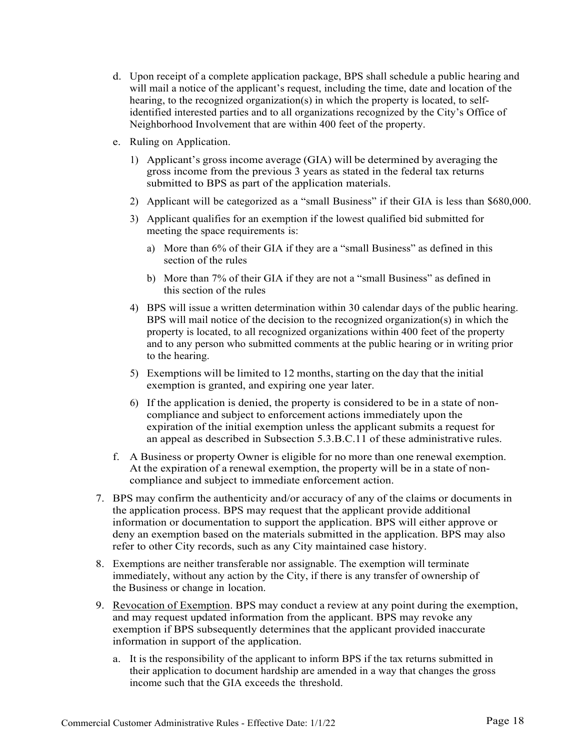d. Upon receipt of a complete application package, BPS shall schedule a public hearing and will mail a notice of the applicant's request, including the time, date and location of the hearing, to the recognized organization(s) in which the property is located, to self-identified interested parties and to all organizations recognized by the City's Office of Neighborhood Involvement that are within 400 feet of the property.

e. Ruling on Application.

   1) Applicant's gross income average (GIA) will be determined by averaging the gross income from the previous 3 years as stated in the federal tax returns submitted to BPS as part of the application materials.

   2) Applicant will be categorized as a "small Business" if their GIA is less than $680,000.

   3) Applicant qualifies for an exemption if the lowest qualified bid submitted for meeting the space requirements is:

      a) More than 6% of their GIA if they are a "small Business" as defined in this section of the rules

      b) More than 7% of their GIA if they are not a "small Business" as defined in this section of the rules

   4) BPS will issue a written determination within 30 calendar days of the public hearing. BPS will mail notice of the decision to the recognized organization(s) in which the property is located, to all recognized organizations within 400 feet of the property and to any person who submitted comments at the public hearing or in writing prior to the hearing.

   5) Exemptions will be limited to 12 months, starting on the day that the initial exemption is granted, and expiring one year later.

   6) If the application is denied, the property is considered to be in a state of non-compliance and subject to enforcement actions immediately upon the expiration of the initial exemption unless the applicant submits a request for an appeal as described in Subsection 5.3.B.C.11 of these administrative rules.

f. A Business or property Owner is eligible for no more than one renewal exemption. At the expiration of a renewal exemption, the property will be in a state of non-compliance and subject to immediate enforcement action.

7. BPS may confirm the authenticity and/or accuracy of any of the claims or documents in the application process. BPS may request that the applicant provide additional information or documentation to support the application. BPS will either approve or deny an exemption based on the materials submitted in the application. BPS may also refer to other City records, such as any City maintained case history.

8. Exemptions are neither transferable nor assignable. The exemption will terminate immediately, without any action by the City, if there is any transfer of ownership of the Business or change in location.

9. Revocation of Exemption. BPS may conduct a review at any point during the exemption, and may request updated information from the applicant. BPS may revoke any exemption if BPS subsequently determines that the applicant provided inaccurate information in support of the application.

   a. It is the responsibility of the applicant to inform BPS if the tax returns submitted in their application to document hardship are amended in a way that changes the gross income such that the GIA exceeds the threshold.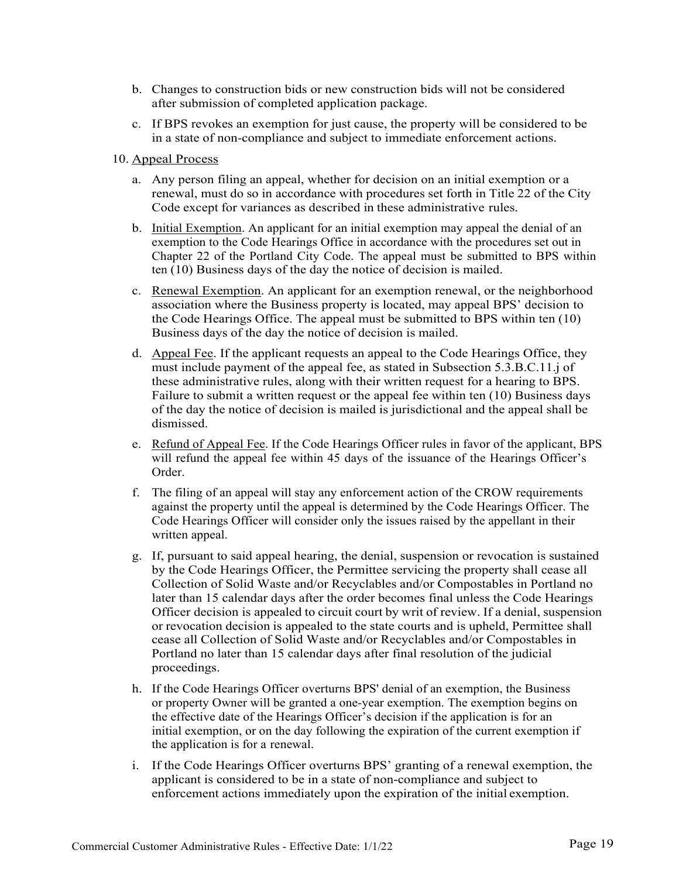b. Changes to construction bids or new construction bids will not be considered after submission of completed application package.

   c. If BPS revokes an exemption for just cause, the property will be considered to be in a state of non-compliance and subject to immediate enforcement actions.

10. <u>Appeal Process</u>

   a. Any person filing an appeal, whether for decision on an initial exemption or a renewal, must do so in accordance with procedures set forth in Title 22 of the City Code except for variances as described in these administrative rules.

   b. <u>Initial Exemption</u>. An applicant for an initial exemption may appeal the denial of an exemption to the Code Hearings Office in accordance with the procedures set out in Chapter 22 of the Portland City Code. The appeal must be submitted to BPS within ten (10) Business days of the day the notice of decision is mailed.

   c. <u>Renewal Exemption</u>. An applicant for an exemption renewal, or the neighborhood association where the Business property is located, may appeal BPS' decision to the Code Hearings Office. The appeal must be submitted to BPS within ten (10) Business days of the day the notice of decision is mailed.

   d. <u>Appeal Fee</u>. If the applicant requests an appeal to the Code Hearings Office, they must include payment of the appeal fee, as stated in Subsection 5.3.B.C.11.j of these administrative rules, along with their written request for a hearing to BPS. Failure to submit a written request or the appeal fee within ten (10) Business days of the day the notice of decision is mailed is jurisdictional and the appeal shall be dismissed.

   e. <u>Refund of Appeal Fee</u>. If the Code Hearings Officer rules in favor of the applicant, BPS will refund the appeal fee within 45 days of the issuance of the Hearings Officer's Order.

   f. The filing of an appeal will stay any enforcement action of the CROW requirements against the property until the appeal is determined by the Code Hearings Officer. The Code Hearings Officer will consider only the issues raised by the appellant in their written appeal.

   g. If, pursuant to said appeal hearing, the denial, suspension or revocation is sustained by the Code Hearings Officer, the Permittee servicing the property shall cease all Collection of Solid Waste and/or Recyclables and/or Compostables in Portland no later than 15 calendar days after the order becomes final unless the Code Hearings Officer decision is appealed to circuit court by writ of review. If a denial, suspension or revocation decision is appealed to the state courts and is upheld, Permittee shall cease all Collection of Solid Waste and/or Recyclables and/or Compostables in Portland no later than 15 calendar days after final resolution of the judicial proceedings.

   h. If the Code Hearings Officer overturns BPS' denial of an exemption, the Business or property Owner will be granted a one-year exemption. The exemption begins on the effective date of the Hearings Officer's decision if the application is for an initial exemption, or on the day following the expiration of the current exemption if the application is for a renewal.

   i. If the Code Hearings Officer overturns BPS' granting of a renewal exemption, the applicant is considered to be in a state of non-compliance and subject to enforcement actions immediately upon the expiration of the initial exemption.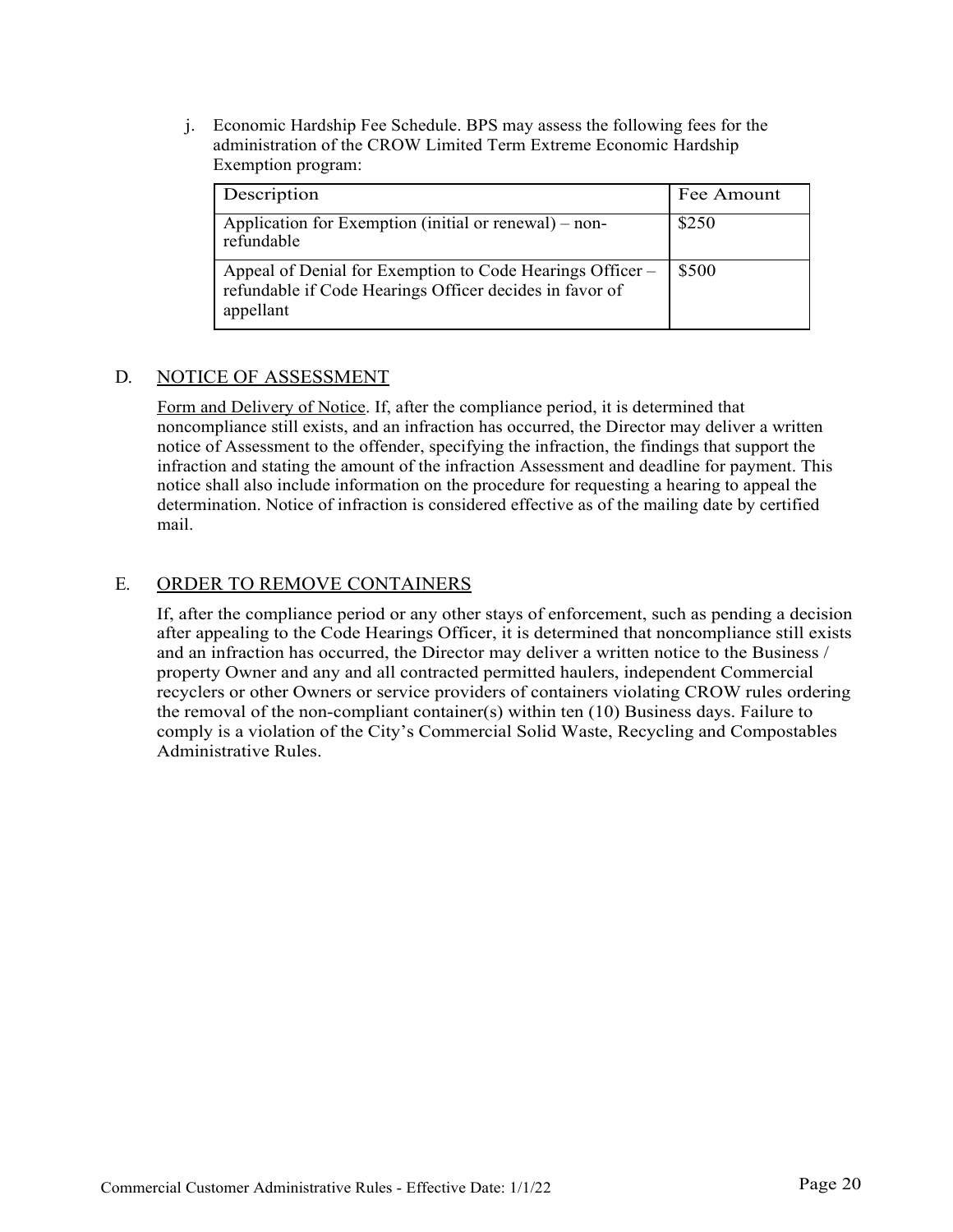j. Economic Hardship Fee Schedule. BPS may assess the following fees for the administration of the CROW Limited Term Extreme Economic Hardship Exemption program:

| Description | Fee Amount |
| --- | --- |
| Application for Exemption (initial or renewal) – non-refundable | $250 |
| Appeal of Denial for Exemption to Code Hearings Officer – refundable if Code Hearings Officer decides in favor of appellant | $500 |

## D. NOTICE OF ASSESSMENT

Form and Delivery of Notice. If, after the compliance period, it is determined that noncompliance still exists, and an infraction has occurred, the Director may deliver a written notice of Assessment to the offender, specifying the infraction, the findings that support the infraction and stating the amount of the infraction Assessment and deadline for payment. This notice shall also include information on the procedure for requesting a hearing to appeal the determination. Notice of infraction is considered effective as of the mailing date by certified mail.

## E. ORDER TO REMOVE CONTAINERS

If, after the compliance period or any other stays of enforcement, such as pending a decision after appealing to the Code Hearings Officer, it is determined that noncompliance still exists and an infraction has occurred, the Director may deliver a written notice to the Business / property Owner and any and all contracted permitted haulers, independent Commercial recyclers or other Owners or service providers of containers violating CROW rules ordering the removal of the non-compliant container(s) within ten (10) Business days. Failure to comply is a violation of the City's Commercial Solid Waste, Recycling and Compostables Administrative Rules.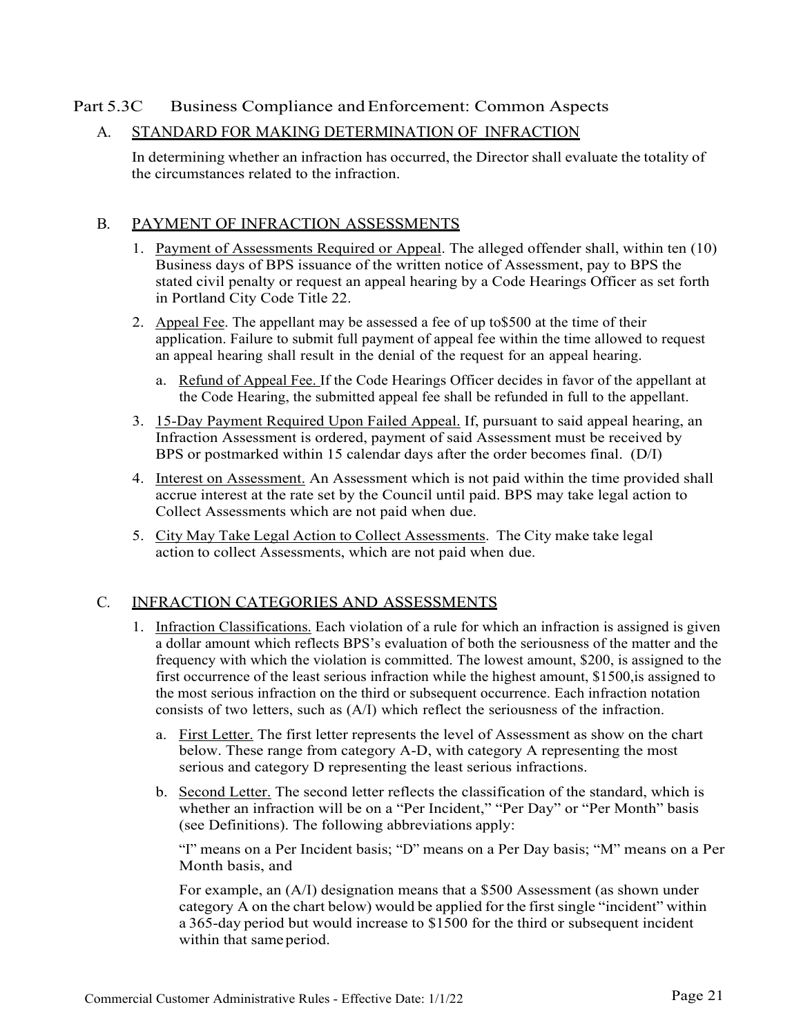## Part 5.3C Business Compliance and Enforcement: Common Aspects

### A. STANDARD FOR MAKING DETERMINATION OF INFRACTION

In determining whether an infraction has occurred, the Director shall evaluate the totality of the circumstances related to the infraction.

### B. PAYMENT OF INFRACTION ASSESSMENTS

1. Payment of Assessments Required or Appeal. The alleged offender shall, within ten (10) Business days of BPS issuance of the written notice of Assessment, pay to BPS the stated civil penalty or request an appeal hearing by a Code Hearings Officer as set forth in Portland City Code Title 22.
2. Appeal Fee. The appellant may be assessed a fee of up to$500 at the time of their application. Failure to submit full payment of appeal fee within the time allowed to request an appeal hearing shall result in the denial of the request for an appeal hearing.
   a. Refund of Appeal Fee. If the Code Hearings Officer decides in favor of the appellant at the Code Hearing, the submitted appeal fee shall be refunded in full to the appellant.
3. 15-Day Payment Required Upon Failed Appeal. If, pursuant to said appeal hearing, an Infraction Assessment is ordered, payment of said Assessment must be received by BPS or postmarked within 15 calendar days after the order becomes final. (D/I)
4. Interest on Assessment. An Assessment which is not paid within the time provided shall accrue interest at the rate set by the Council until paid. BPS may take legal action to Collect Assessments which are not paid when due.
5. City May Take Legal Action to Collect Assessments. The City make take legal action to collect Assessments, which are not paid when due.

### C. INFRACTION CATEGORIES AND ASSESSMENTS

1. Infraction Classifications. Each violation of a rule for which an infraction is assigned is given a dollar amount which reflects BPS's evaluation of both the seriousness of the matter and the frequency with which the violation is committed. The lowest amount, $200, is assigned to the first occurrence of the least serious infraction while the highest amount, $1500,is assigned to the most serious infraction on the third or subsequent occurrence. Each infraction notation consists of two letters, such as (A/I) which reflect the seriousness of the infraction.
   a. First Letter. The first letter represents the level of Assessment as show on the chart below. These range from category A-D, with category A representing the most serious and category D representing the least serious infractions.
   b. Second Letter. The second letter reflects the classification of the standard, which is whether an infraction will be on a "Per Incident," "Per Day" or "Per Month" basis (see Definitions). The following abbreviations apply:

      "I" means on a Per Incident basis; "D" means on a Per Day basis; "M" means on a Per Month basis, and

      For example, an (A/I) designation means that a $500 Assessment (as shown under category A on the chart below) would be applied for the first single "incident" within a 365-day period but would increase to $1500 for the third or subsequent incident within that same period.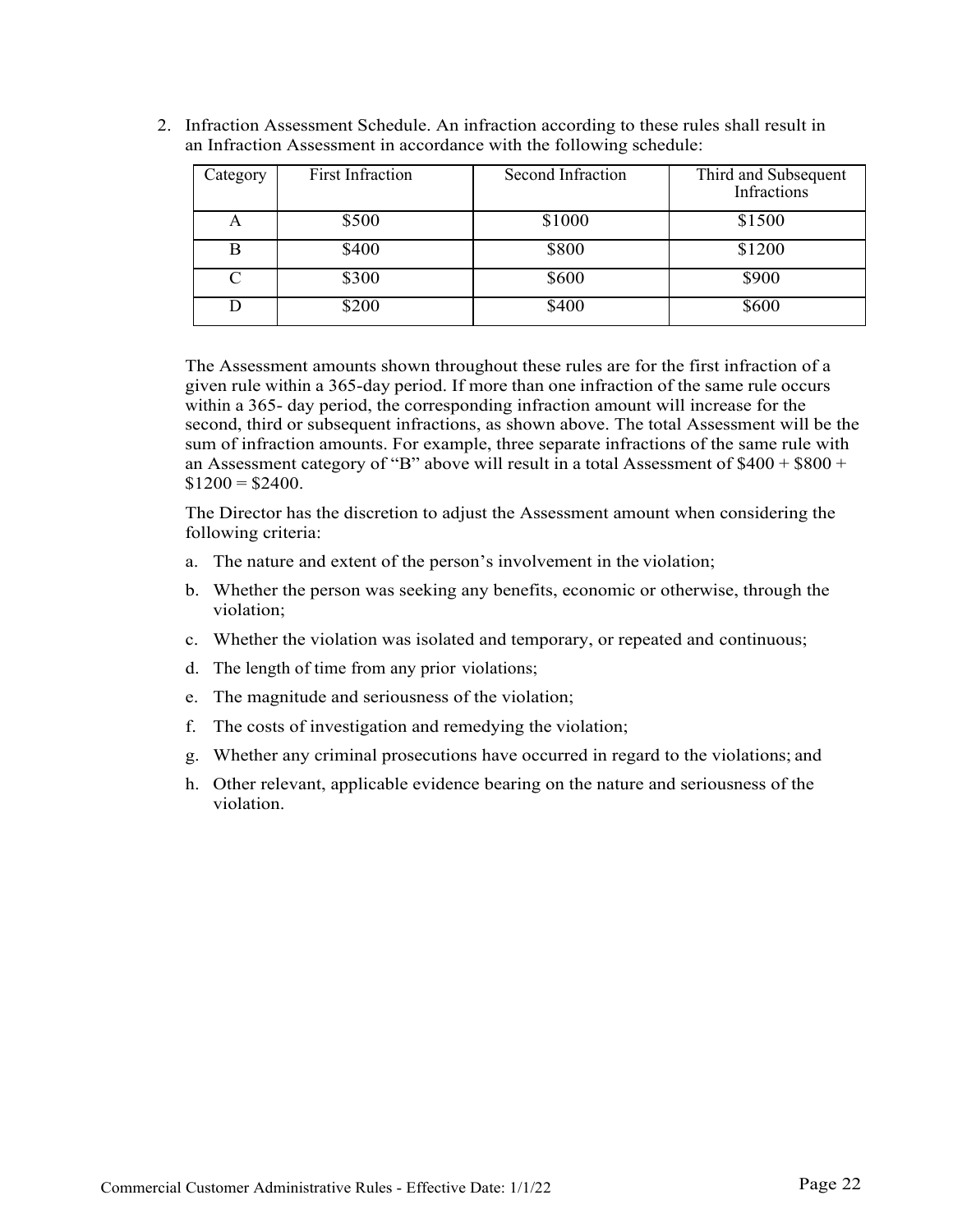2. Infraction Assessment Schedule. An infraction according to these rules shall result in an Infraction Assessment in accordance with the following schedule:

| Category | First Infraction | Second Infraction | Third and Subsequent Infractions |
|---|---|---|---|
| A | $500 | $1000 | $1500 |
| B | $400 | $800 | $1200 |
| C | $300 | $600 | $900 |
| D | $200 | $400 | $600 |

The Assessment amounts shown throughout these rules are for the first infraction of a given rule within a 365-day period. If more than one infraction of the same rule occurs within a 365- day period, the corresponding infraction amount will increase for the second, third or subsequent infractions, as shown above. The total Assessment will be the sum of infraction amounts. For example, three separate infractions of the same rule with an Assessment category of "B" above will result in a total Assessment of $400 + $800 + $1200 = $2400.

The Director has the discretion to adjust the Assessment amount when considering the following criteria:

a. The nature and extent of the person's involvement in the violation;

b. Whether the person was seeking any benefits, economic or otherwise, through the violation;

c. Whether the violation was isolated and temporary, or repeated and continuous;

d. The length of time from any prior violations;

e. The magnitude and seriousness of the violation;

f. The costs of investigation and remedying the violation;

g. Whether any criminal prosecutions have occurred in regard to the violations; and

h. Other relevant, applicable evidence bearing on the nature and seriousness of the violation.